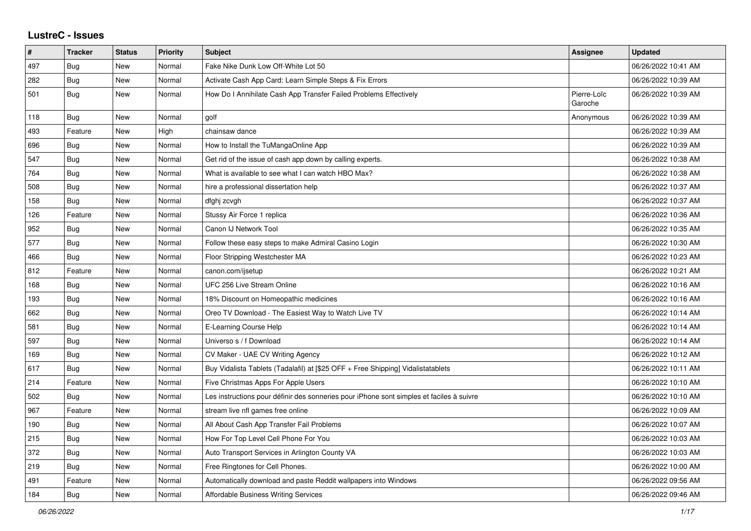## LustreC - Issues

| # | Tracker | Status | Priority | Subject | Assignee | Updated |
|---|---|---|---|---|---|---|
| 497 | Bug | New | Normal | Fake Nike Dunk Low Off-White Lot 50 | | 06/26/2022 10:41 AM |
| 282 | Bug | New | Normal | Activate Cash App Card: Learn Simple Steps & Fix Errors | | 06/26/2022 10:39 AM |
| 501 | Bug | New | Normal | How Do I Annihilate Cash App Transfer Failed Problems Effectively | Pierre-Loïc Garoche | 06/26/2022 10:39 AM |
| 118 | Bug | New | Normal | golf | Anonymous | 06/26/2022 10:39 AM |
| 493 | Feature | New | High | chainsaw dance | | 06/26/2022 10:39 AM |
| 696 | Bug | New | Normal | How to Install the TuMangaOnline App | | 06/26/2022 10:39 AM |
| 547 | Bug | New | Normal | Get rid of the issue of cash app down by calling experts. | | 06/26/2022 10:38 AM |
| 764 | Bug | New | Normal | What is available to see what I can watch HBO Max? | | 06/26/2022 10:38 AM |
| 508 | Bug | New | Normal | hire a professional dissertation help | | 06/26/2022 10:37 AM |
| 158 | Bug | New | Normal | dfghj zcvgh | | 06/26/2022 10:37 AM |
| 126 | Feature | New | Normal | Stussy Air Force 1 replica | | 06/26/2022 10:36 AM |
| 952 | Bug | New | Normal | Canon IJ Network Tool | | 06/26/2022 10:35 AM |
| 577 | Bug | New | Normal | Follow these easy steps to make Admiral Casino Login | | 06/26/2022 10:30 AM |
| 466 | Bug | New | Normal | Floor Stripping Westchester MA | | 06/26/2022 10:23 AM |
| 812 | Feature | New | Normal | canon.com/ijsetup | | 06/26/2022 10:21 AM |
| 168 | Bug | New | Normal | UFC 256 Live Stream Online | | 06/26/2022 10:16 AM |
| 193 | Bug | New | Normal | 18% Discount on Homeopathic medicines | | 06/26/2022 10:16 AM |
| 662 | Bug | New | Normal | Oreo TV Download - The Easiest Way to Watch Live TV | | 06/26/2022 10:14 AM |
| 581 | Bug | New | Normal | E-Learning Course Help | | 06/26/2022 10:14 AM |
| 597 | Bug | New | Normal | Universo s / f Download | | 06/26/2022 10:14 AM |
| 169 | Bug | New | Normal | CV Maker - UAE CV Writing Agency | | 06/26/2022 10:12 AM |
| 617 | Bug | New | Normal | Buy Vidalista Tablets (Tadalafil) at [$25 OFF + Free Shipping] Vidalistatablets | | 06/26/2022 10:11 AM |
| 214 | Feature | New | Normal | Five Christmas Apps For Apple Users | | 06/26/2022 10:10 AM |
| 502 | Bug | New | Normal | Les instructions pour définir des sonneries pour iPhone sont simples et faciles à suivre | | 06/26/2022 10:10 AM |
| 967 | Feature | New | Normal | stream live nfl games free online | | 06/26/2022 10:09 AM |
| 190 | Bug | New | Normal | All About Cash App Transfer Fail Problems | | 06/26/2022 10:07 AM |
| 215 | Bug | New | Normal | How For Top Level Cell Phone For You | | 06/26/2022 10:03 AM |
| 372 | Bug | New | Normal | Auto Transport Services in Arlington County VA | | 06/26/2022 10:03 AM |
| 219 | Bug | New | Normal | Free Ringtones for Cell Phones. | | 06/26/2022 10:00 AM |
| 491 | Feature | New | Normal | Automatically download and paste Reddit wallpapers into Windows | | 06/26/2022 09:56 AM |
| 184 | Bug | New | Normal | Affordable Business Writing Services | | 06/26/2022 09:46 AM |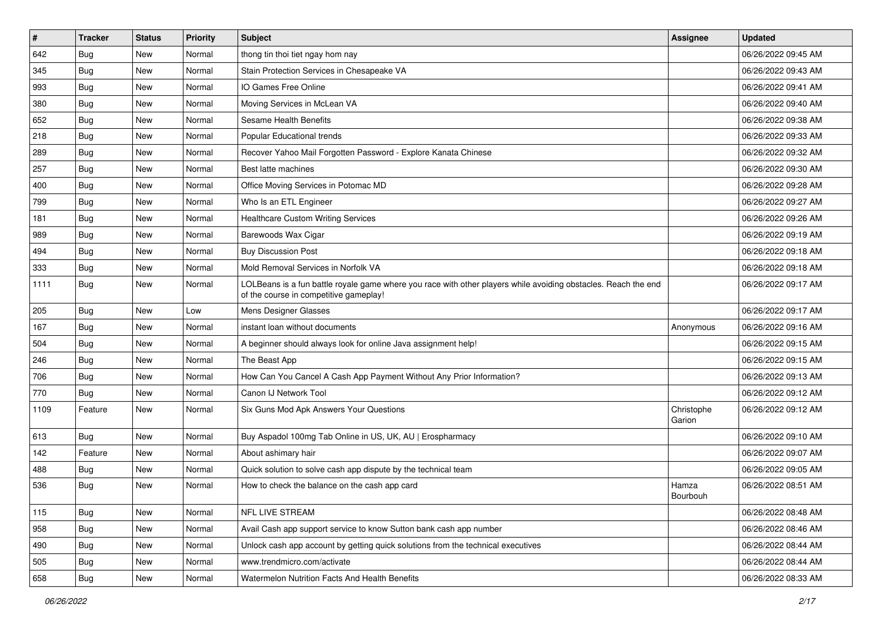| # | Tracker | Status | Priority | Subject | Assignee | Updated |
|---|---|---|---|---|---|---|
| 642 | Bug | New | Normal | thong tin thoi tiet ngay hom nay | | 06/26/2022 09:45 AM |
| 345 | Bug | New | Normal | Stain Protection Services in Chesapeake VA | | 06/26/2022 09:43 AM |
| 993 | Bug | New | Normal | IO Games Free Online | | 06/26/2022 09:41 AM |
| 380 | Bug | New | Normal | Moving Services in McLean VA | | 06/26/2022 09:40 AM |
| 652 | Bug | New | Normal | Sesame Health Benefits | | 06/26/2022 09:38 AM |
| 218 | Bug | New | Normal | Popular Educational trends | | 06/26/2022 09:33 AM |
| 289 | Bug | New | Normal | Recover Yahoo Mail Forgotten Password - Explore Kanata Chinese | | 06/26/2022 09:32 AM |
| 257 | Bug | New | Normal | Best latte machines | | 06/26/2022 09:30 AM |
| 400 | Bug | New | Normal | Office Moving Services in Potomac MD | | 06/26/2022 09:28 AM |
| 799 | Bug | New | Normal | Who Is an ETL Engineer | | 06/26/2022 09:27 AM |
| 181 | Bug | New | Normal | Healthcare Custom Writing Services | | 06/26/2022 09:26 AM |
| 989 | Bug | New | Normal | Barewoods Wax Cigar | | 06/26/2022 09:19 AM |
| 494 | Bug | New | Normal | Buy Discussion Post | | 06/26/2022 09:18 AM |
| 333 | Bug | New | Normal | Mold Removal Services in Norfolk VA | | 06/26/2022 09:18 AM |
| 1111 | Bug | New | Normal | LOLBeans is a fun battle royale game where you race with other players while avoiding obstacles. Reach the end of the course in competitive gameplay! | | 06/26/2022 09:17 AM |
| 205 | Bug | New | Low | Mens Designer Glasses | | 06/26/2022 09:17 AM |
| 167 | Bug | New | Normal | instant loan without documents | Anonymous | 06/26/2022 09:16 AM |
| 504 | Bug | New | Normal | A beginner should always look for online Java assignment help! | | 06/26/2022 09:15 AM |
| 246 | Bug | New | Normal | The Beast App | | 06/26/2022 09:15 AM |
| 706 | Bug | New | Normal | How Can You Cancel A Cash App Payment Without Any Prior Information? | | 06/26/2022 09:13 AM |
| 770 | Bug | New | Normal | Canon IJ Network Tool | | 06/26/2022 09:12 AM |
| 1109 | Feature | New | Normal | Six Guns Mod Apk Answers Your Questions | Christophe Garion | 06/26/2022 09:12 AM |
| 613 | Bug | New | Normal | Buy Aspadol 100mg Tab Online in US, UK, AU \| Erospharmacy | | 06/26/2022 09:10 AM |
| 142 | Feature | New | Normal | About ashimary hair | | 06/26/2022 09:07 AM |
| 488 | Bug | New | Normal | Quick solution to solve cash app dispute by the technical team | | 06/26/2022 09:05 AM |
| 536 | Bug | New | Normal | How to check the balance on the cash app card | Hamza Bourbouh | 06/26/2022 08:51 AM |
| 115 | Bug | New | Normal | NFL LIVE STREAM | | 06/26/2022 08:48 AM |
| 958 | Bug | New | Normal | Avail Cash app support service to know Sutton bank cash app number | | 06/26/2022 08:46 AM |
| 490 | Bug | New | Normal | Unlock cash app account by getting quick solutions from the technical executives | | 06/26/2022 08:44 AM |
| 505 | Bug | New | Normal | www.trendmicro.com/activate | | 06/26/2022 08:44 AM |
| 658 | Bug | New | Normal | Watermelon Nutrition Facts And Health Benefits | | 06/26/2022 08:33 AM |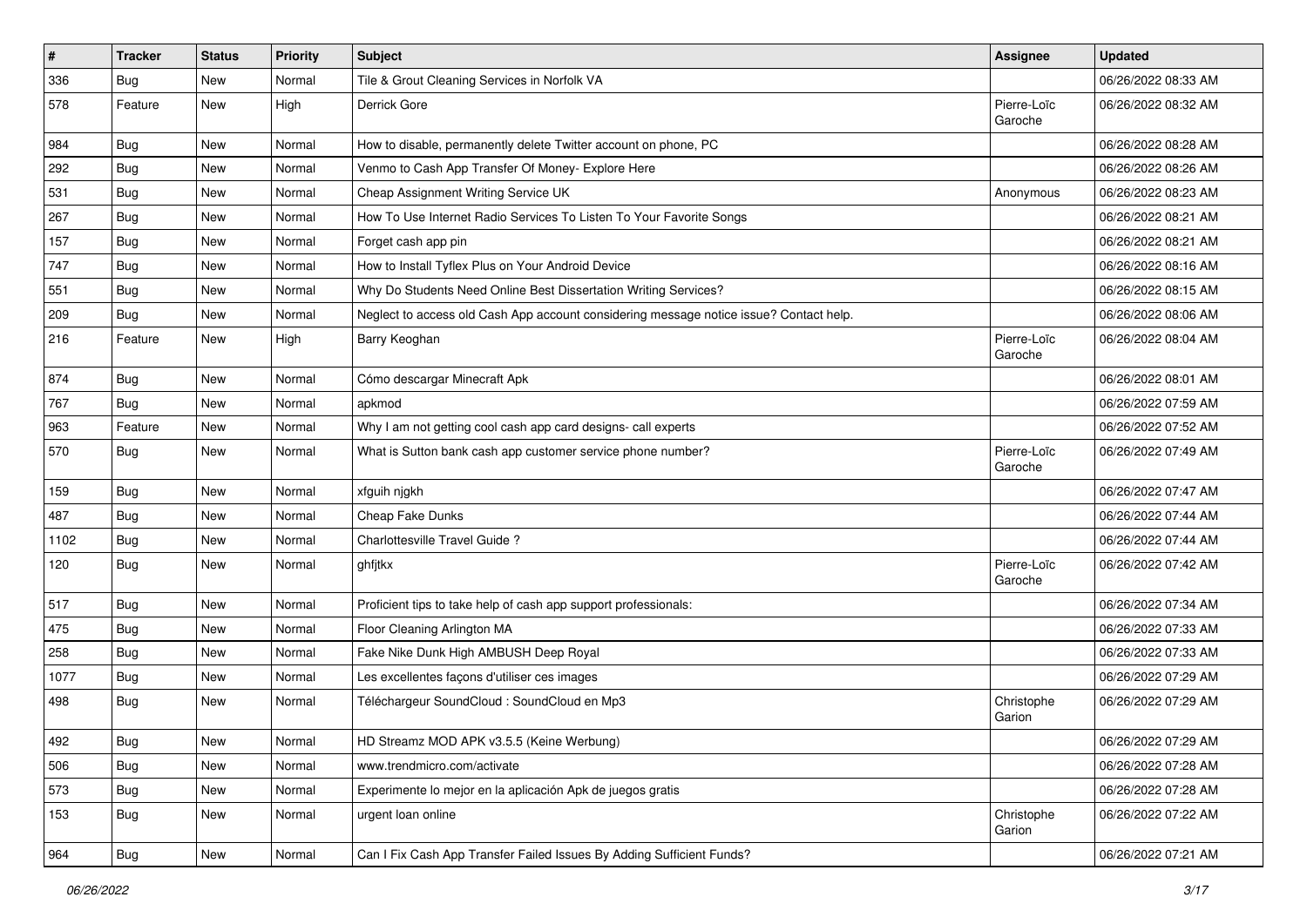| # | Tracker | Status | Priority | Subject | Assignee | Updated |
|---|---|---|---|---|---|---|
| 336 | Bug | New | Normal | Tile & Grout Cleaning Services in Norfolk VA | | 06/26/2022 08:33 AM |
| 578 | Feature | New | High | Derrick Gore | Pierre-Loïc Garoche | 06/26/2022 08:32 AM |
| 984 | Bug | New | Normal | How to disable, permanently delete Twitter account on phone, PC | | 06/26/2022 08:28 AM |
| 292 | Bug | New | Normal | Venmo to Cash App Transfer Of Money- Explore Here | | 06/26/2022 08:26 AM |
| 531 | Bug | New | Normal | Cheap Assignment Writing Service UK | Anonymous | 06/26/2022 08:23 AM |
| 267 | Bug | New | Normal | How To Use Internet Radio Services To Listen To Your Favorite Songs | | 06/26/2022 08:21 AM |
| 157 | Bug | New | Normal | Forget cash app pin | | 06/26/2022 08:21 AM |
| 747 | Bug | New | Normal | How to Install Tyflex Plus on Your Android Device | | 06/26/2022 08:16 AM |
| 551 | Bug | New | Normal | Why Do Students Need Online Best Dissertation Writing Services? | | 06/26/2022 08:15 AM |
| 209 | Bug | New | Normal | Neglect to access old Cash App account considering message notice issue? Contact help. | | 06/26/2022 08:06 AM |
| 216 | Feature | New | High | Barry Keoghan | Pierre-Loïc Garoche | 06/26/2022 08:04 AM |
| 874 | Bug | New | Normal | Cómo descargar Minecraft Apk | | 06/26/2022 08:01 AM |
| 767 | Bug | New | Normal | apkmod | | 06/26/2022 07:59 AM |
| 963 | Feature | New | Normal | Why I am not getting cool cash app card designs- call experts | | 06/26/2022 07:52 AM |
| 570 | Bug | New | Normal | What is Sutton bank cash app customer service phone number? | Pierre-Loïc Garoche | 06/26/2022 07:49 AM |
| 159 | Bug | New | Normal | xfguih njgkh | | 06/26/2022 07:47 AM |
| 487 | Bug | New | Normal | Cheap Fake Dunks | | 06/26/2022 07:44 AM |
| 1102 | Bug | New | Normal | Charlottesville Travel Guide ? | | 06/26/2022 07:44 AM |
| 120 | Bug | New | Normal | ghfjtkx | Pierre-Loïc Garoche | 06/26/2022 07:42 AM |
| 517 | Bug | New | Normal | Proficient tips to take help of cash app support professionals: | | 06/26/2022 07:34 AM |
| 475 | Bug | New | Normal | Floor Cleaning Arlington MA | | 06/26/2022 07:33 AM |
| 258 | Bug | New | Normal | Fake Nike Dunk High AMBUSH Deep Royal | | 06/26/2022 07:33 AM |
| 1077 | Bug | New | Normal | Les excellentes façons d'utiliser ces images | | 06/26/2022 07:29 AM |
| 498 | Bug | New | Normal | Téléchargeur SoundCloud : SoundCloud en Mp3 | Christophe Garion | 06/26/2022 07:29 AM |
| 492 | Bug | New | Normal | HD Streamz MOD APK v3.5.5 (Keine Werbung) | | 06/26/2022 07:29 AM |
| 506 | Bug | New | Normal | www.trendmicro.com/activate | | 06/26/2022 07:28 AM |
| 573 | Bug | New | Normal | Experimente lo mejor en la aplicación Apk de juegos gratis | | 06/26/2022 07:28 AM |
| 153 | Bug | New | Normal | urgent loan online | Christophe Garion | 06/26/2022 07:22 AM |
| 964 | Bug | New | Normal | Can I Fix Cash App Transfer Failed Issues By Adding Sufficient Funds? | | 06/26/2022 07:21 AM |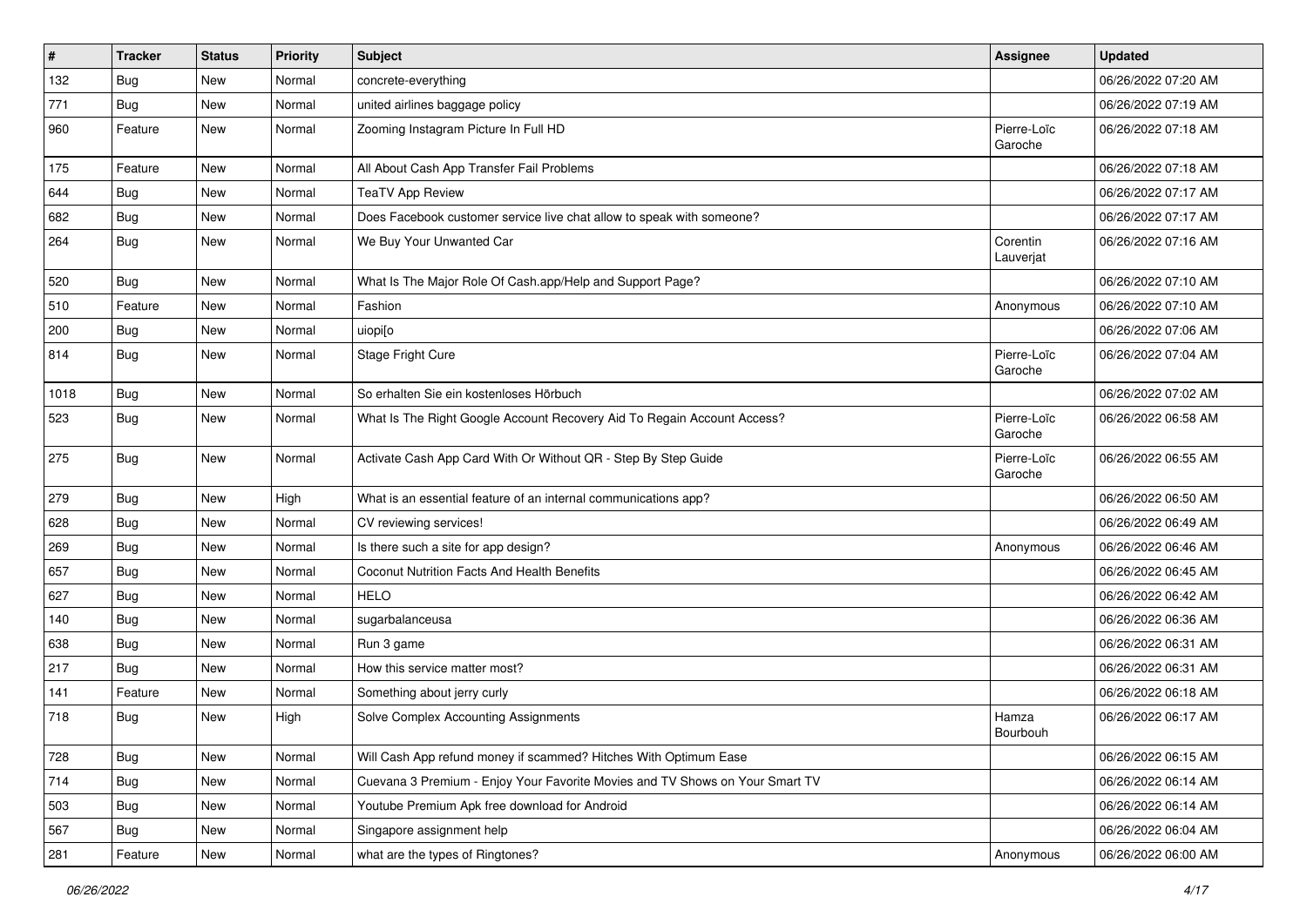| # | Tracker | Status | Priority | Subject | Assignee | Updated |
|---|---|---|---|---|---|---|
| 132 | Bug | New | Normal | concrete-everything | | 06/26/2022 07:20 AM |
| 771 | Bug | New | Normal | united airlines baggage policy | | 06/26/2022 07:19 AM |
| 960 | Feature | New | Normal | Zooming Instagram Picture In Full HD | Pierre-Loïc Garoche | 06/26/2022 07:18 AM |
| 175 | Feature | New | Normal | All About Cash App Transfer Fail Problems | | 06/26/2022 07:18 AM |
| 644 | Bug | New | Normal | TeaTV App Review | | 06/26/2022 07:17 AM |
| 682 | Bug | New | Normal | Does Facebook customer service live chat allow to speak with someone? | | 06/26/2022 07:17 AM |
| 264 | Bug | New | Normal | We Buy Your Unwanted Car | Corentin Lauverjat | 06/26/2022 07:16 AM |
| 520 | Bug | New | Normal | What Is The Major Role Of Cash.app/Help and Support Page? | | 06/26/2022 07:10 AM |
| 510 | Feature | New | Normal | Fashion | Anonymous | 06/26/2022 07:10 AM |
| 200 | Bug | New | Normal | uiopi[o | | 06/26/2022 07:06 AM |
| 814 | Bug | New | Normal | Stage Fright Cure | Pierre-Loïc Garoche | 06/26/2022 07:04 AM |
| 1018 | Bug | New | Normal | So erhalten Sie ein kostenloses Hörbuch | | 06/26/2022 07:02 AM |
| 523 | Bug | New | Normal | What Is The Right Google Account Recovery Aid To Regain Account Access? | Pierre-Loïc Garoche | 06/26/2022 06:58 AM |
| 275 | Bug | New | Normal | Activate Cash App Card With Or Without QR - Step By Step Guide | Pierre-Loïc Garoche | 06/26/2022 06:55 AM |
| 279 | Bug | New | High | What is an essential feature of an internal communications app? | | 06/26/2022 06:50 AM |
| 628 | Bug | New | Normal | CV reviewing services! | | 06/26/2022 06:49 AM |
| 269 | Bug | New | Normal | Is there such a site for app design? | Anonymous | 06/26/2022 06:46 AM |
| 657 | Bug | New | Normal | Coconut Nutrition Facts And Health Benefits | | 06/26/2022 06:45 AM |
| 627 | Bug | New | Normal | HELO | | 06/26/2022 06:42 AM |
| 140 | Bug | New | Normal | sugarbalanceusa | | 06/26/2022 06:36 AM |
| 638 | Bug | New | Normal | Run 3 game | | 06/26/2022 06:31 AM |
| 217 | Bug | New | Normal | How this service matter most? | | 06/26/2022 06:31 AM |
| 141 | Feature | New | Normal | Something about jerry curly | | 06/26/2022 06:18 AM |
| 718 | Bug | New | High | Solve Complex Accounting Assignments | Hamza Bourbouh | 06/26/2022 06:17 AM |
| 728 | Bug | New | Normal | Will Cash App refund money if scammed? Hitches With Optimum Ease | | 06/26/2022 06:15 AM |
| 714 | Bug | New | Normal | Cuevana 3 Premium - Enjoy Your Favorite Movies and TV Shows on Your Smart TV | | 06/26/2022 06:14 AM |
| 503 | Bug | New | Normal | Youtube Premium Apk free download for Android | | 06/26/2022 06:14 AM |
| 567 | Bug | New | Normal | Singapore assignment help | | 06/26/2022 06:04 AM |
| 281 | Feature | New | Normal | what are the types of Ringtones? | Anonymous | 06/26/2022 06:00 AM |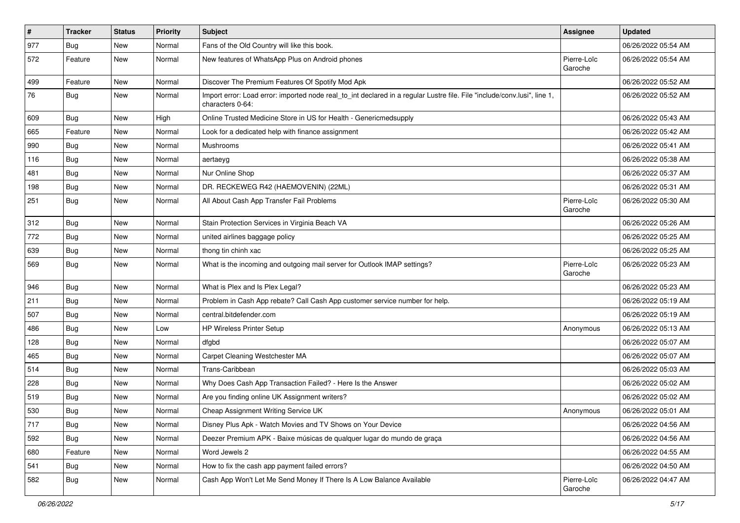| # | Tracker | Status | Priority | Subject | Assignee | Updated |
|---|---|---|---|---|---|---|
| 977 | Bug | New | Normal | Fans of the Old Country will like this book. | | 06/26/2022 05:54 AM |
| 572 | Feature | New | Normal | New features of WhatsApp Plus on Android phones | Pierre-Loïc Garoche | 06/26/2022 05:54 AM |
| 499 | Feature | New | Normal | Discover The Premium Features Of Spotify Mod Apk | | 06/26/2022 05:52 AM |
| 76 | Bug | New | Normal | Import error: Load error: imported node real_to_int declared in a regular Lustre file. File "include/conv.lusi", line 1, characters 0-64: | | 06/26/2022 05:52 AM |
| 609 | Bug | New | High | Online Trusted Medicine Store in US for Health - Genericmedsupply | | 06/26/2022 05:43 AM |
| 665 | Feature | New | Normal | Look for a dedicated help with finance assignment | | 06/26/2022 05:42 AM |
| 990 | Bug | New | Normal | Mushrooms | | 06/26/2022 05:41 AM |
| 116 | Bug | New | Normal | aertaeyg | | 06/26/2022 05:38 AM |
| 481 | Bug | New | Normal | Nur Online Shop | | 06/26/2022 05:37 AM |
| 198 | Bug | New | Normal | DR. RECKEWEG R42 (HAEMOVENIN) (22ML) | | 06/26/2022 05:31 AM |
| 251 | Bug | New | Normal | All About Cash App Transfer Fail Problems | Pierre-Loïc Garoche | 06/26/2022 05:30 AM |
| 312 | Bug | New | Normal | Stain Protection Services in Virginia Beach VA | | 06/26/2022 05:26 AM |
| 772 | Bug | New | Normal | united airlines baggage policy | | 06/26/2022 05:25 AM |
| 639 | Bug | New | Normal | thong tin chinh xac | | 06/26/2022 05:25 AM |
| 569 | Bug | New | Normal | What is the incoming and outgoing mail server for Outlook IMAP settings? | Pierre-Loïc Garoche | 06/26/2022 05:23 AM |
| 946 | Bug | New | Normal | What is Plex and Is Plex Legal? | | 06/26/2022 05:23 AM |
| 211 | Bug | New | Normal | Problem in Cash App rebate? Call Cash App customer service number for help. | | 06/26/2022 05:19 AM |
| 507 | Bug | New | Normal | central.bitdefender.com | | 06/26/2022 05:19 AM |
| 486 | Bug | New | Low | HP Wireless Printer Setup | Anonymous | 06/26/2022 05:13 AM |
| 128 | Bug | New | Normal | dfgbd | | 06/26/2022 05:07 AM |
| 465 | Bug | New | Normal | Carpet Cleaning Westchester MA | | 06/26/2022 05:07 AM |
| 514 | Bug | New | Normal | Trans-Caribbean | | 06/26/2022 05:03 AM |
| 228 | Bug | New | Normal | Why Does Cash App Transaction Failed? - Here Is the Answer | | 06/26/2022 05:02 AM |
| 519 | Bug | New | Normal | Are you finding online UK Assignment writers? | | 06/26/2022 05:02 AM |
| 530 | Bug | New | Normal | Cheap Assignment Writing Service UK | Anonymous | 06/26/2022 05:01 AM |
| 717 | Bug | New | Normal | Disney Plus Apk - Watch Movies and TV Shows on Your Device | | 06/26/2022 04:56 AM |
| 592 | Bug | New | Normal | Deezer Premium APK - Baixe músicas de qualquer lugar do mundo de graça | | 06/26/2022 04:56 AM |
| 680 | Feature | New | Normal | Word Jewels 2 | | 06/26/2022 04:55 AM |
| 541 | Bug | New | Normal | How to fix the cash app payment failed errors? | | 06/26/2022 04:50 AM |
| 582 | Bug | New | Normal | Cash App Won't Let Me Send Money If There Is A Low Balance Available | Pierre-Loïc Garoche | 06/26/2022 04:47 AM |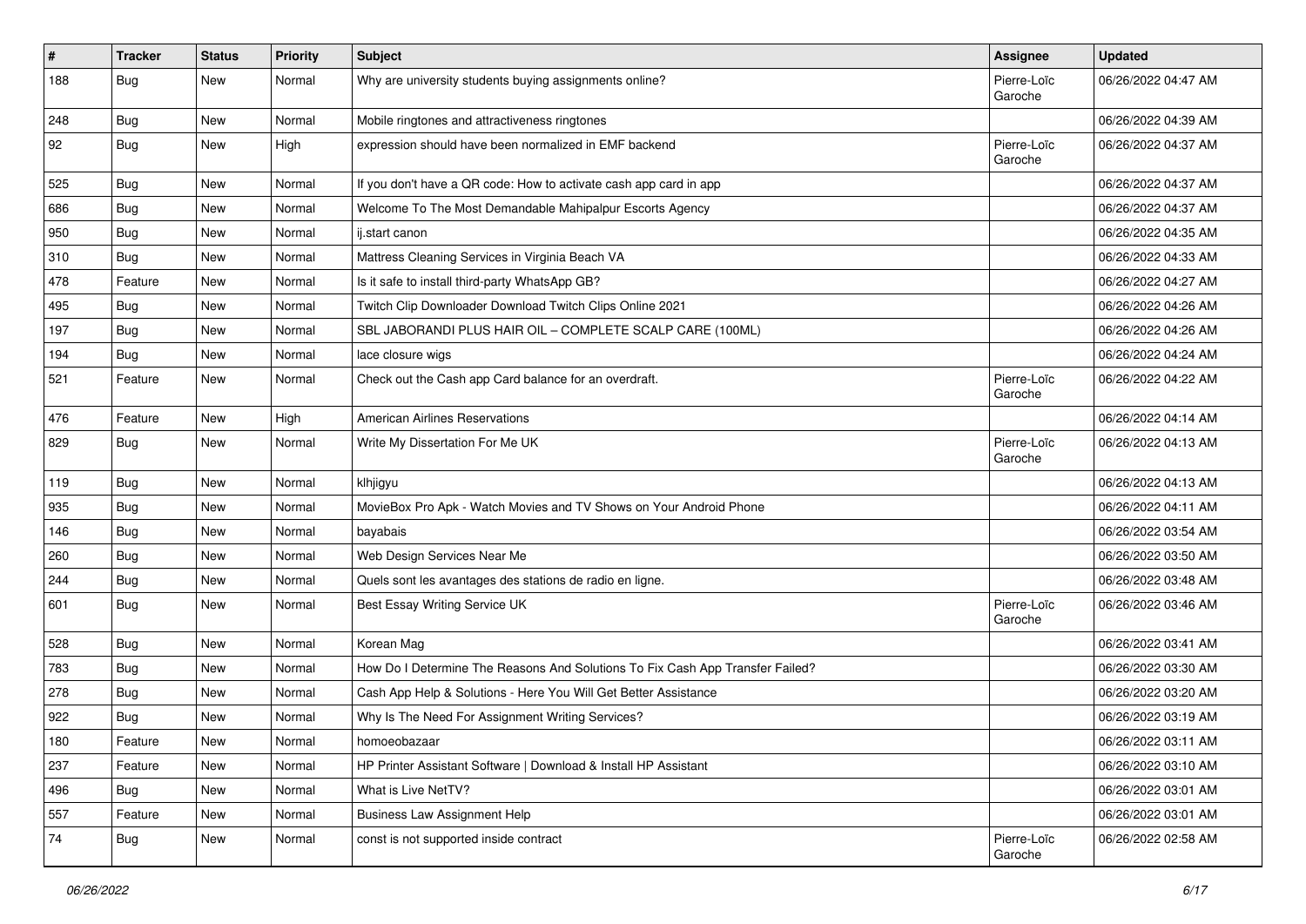| # | Tracker | Status | Priority | Subject | Assignee | Updated |
|---|---|---|---|---|---|---|
| 188 | Bug | New | Normal | Why are university students buying assignments online? | Pierre-Loïc Garoche | 06/26/2022 04:47 AM |
| 248 | Bug | New | Normal | Mobile ringtones and attractiveness ringtones | | 06/26/2022 04:39 AM |
| 92 | Bug | New | High | expression should have been normalized in EMF backend | Pierre-Loïc Garoche | 06/26/2022 04:37 AM |
| 525 | Bug | New | Normal | If you don't have a QR code: How to activate cash app card in app | | 06/26/2022 04:37 AM |
| 686 | Bug | New | Normal | Welcome To The Most Demandable Mahipalpur Escorts Agency | | 06/26/2022 04:37 AM |
| 950 | Bug | New | Normal | ij.start canon | | 06/26/2022 04:35 AM |
| 310 | Bug | New | Normal | Mattress Cleaning Services in Virginia Beach VA | | 06/26/2022 04:33 AM |
| 478 | Feature | New | Normal | Is it safe to install third-party WhatsApp GB? | | 06/26/2022 04:27 AM |
| 495 | Bug | New | Normal | Twitch Clip Downloader Download Twitch Clips Online 2021 | | 06/26/2022 04:26 AM |
| 197 | Bug | New | Normal | SBL JABORANDI PLUS HAIR OIL – COMPLETE SCALP CARE (100ML) | | 06/26/2022 04:26 AM |
| 194 | Bug | New | Normal | lace closure wigs | | 06/26/2022 04:24 AM |
| 521 | Feature | New | Normal | Check out the Cash app Card balance for an overdraft. | Pierre-Loïc Garoche | 06/26/2022 04:22 AM |
| 476 | Feature | New | High | American Airlines Reservations | | 06/26/2022 04:14 AM |
| 829 | Bug | New | Normal | Write My Dissertation For Me UK | Pierre-Loïc Garoche | 06/26/2022 04:13 AM |
| 119 | Bug | New | Normal | klhjigyu | | 06/26/2022 04:13 AM |
| 935 | Bug | New | Normal | MovieBox Pro Apk - Watch Movies and TV Shows on Your Android Phone | | 06/26/2022 04:11 AM |
| 146 | Bug | New | Normal | bayabais | | 06/26/2022 03:54 AM |
| 260 | Bug | New | Normal | Web Design Services Near Me | | 06/26/2022 03:50 AM |
| 244 | Bug | New | Normal | Quels sont les avantages des stations de radio en ligne. | | 06/26/2022 03:48 AM |
| 601 | Bug | New | Normal | Best Essay Writing Service UK | Pierre-Loïc Garoche | 06/26/2022 03:46 AM |
| 528 | Bug | New | Normal | Korean Mag | | 06/26/2022 03:41 AM |
| 783 | Bug | New | Normal | How Do I Determine The Reasons And Solutions To Fix Cash App Transfer Failed? | | 06/26/2022 03:30 AM |
| 278 | Bug | New | Normal | Cash App Help & Solutions - Here You Will Get Better Assistance | | 06/26/2022 03:20 AM |
| 922 | Bug | New | Normal | Why Is The Need For Assignment Writing Services? | | 06/26/2022 03:19 AM |
| 180 | Feature | New | Normal | homoeobazaar | | 06/26/2022 03:11 AM |
| 237 | Feature | New | Normal | HP Printer Assistant Software \| Download & Install HP Assistant | | 06/26/2022 03:10 AM |
| 496 | Bug | New | Normal | What is Live NetTV? | | 06/26/2022 03:01 AM |
| 557 | Feature | New | Normal | Business Law Assignment Help | | 06/26/2022 03:01 AM |
| 74 | Bug | New | Normal | const is not supported inside contract | Pierre-Loïc Garoche | 06/26/2022 02:58 AM |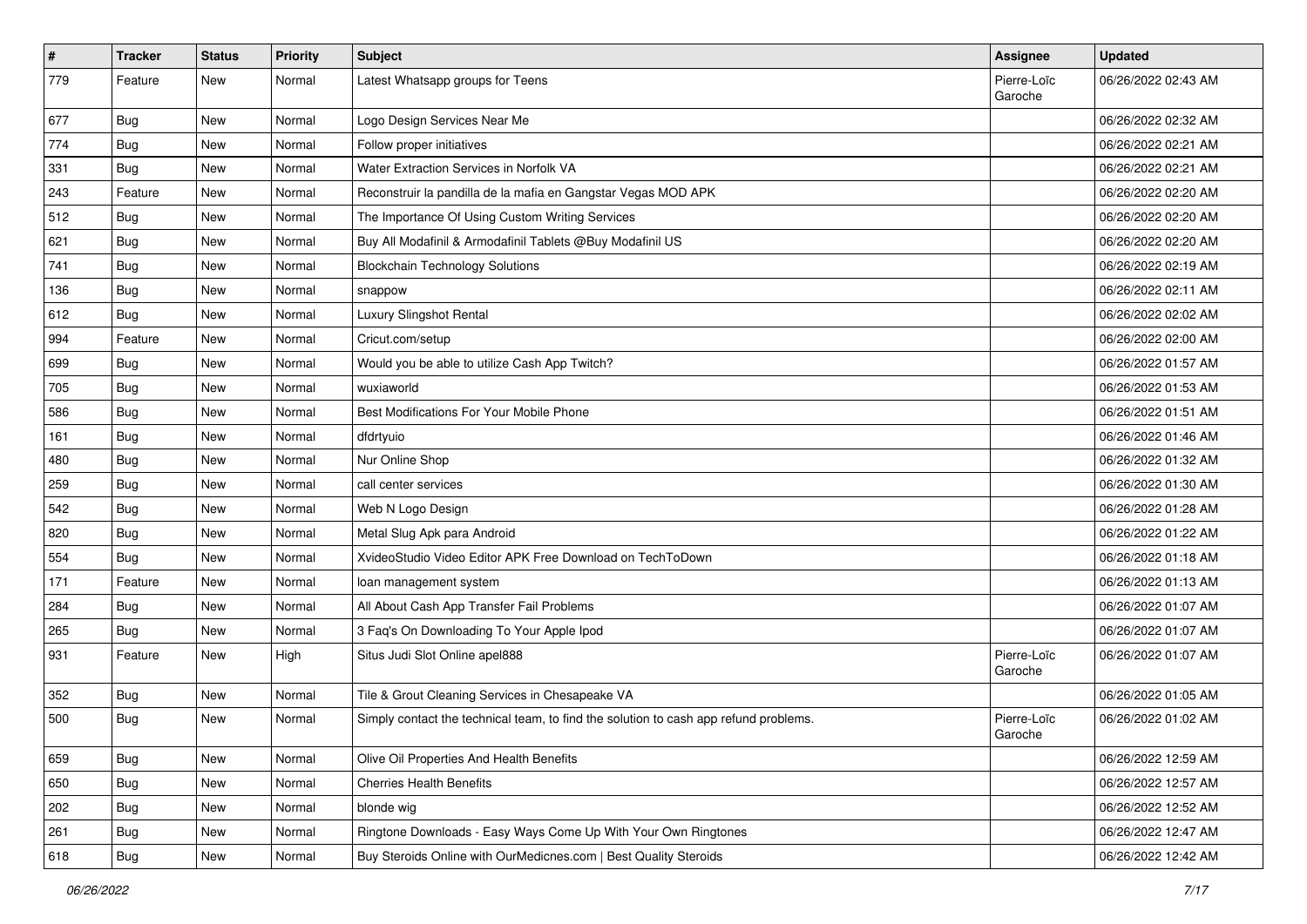| # | Tracker | Status | Priority | Subject | Assignee | Updated |
|---|---|---|---|---|---|---|
| 779 | Feature | New | Normal | Latest Whatsapp groups for Teens | Pierre-Loïc Garoche | 06/26/2022 02:43 AM |
| 677 | Bug | New | Normal | Logo Design Services Near Me | | 06/26/2022 02:32 AM |
| 774 | Bug | New | Normal | Follow proper initiatives | | 06/26/2022 02:21 AM |
| 331 | Bug | New | Normal | Water Extraction Services in Norfolk VA | | 06/26/2022 02:21 AM |
| 243 | Feature | New | Normal | Reconstruir la pandilla de la mafia en Gangstar Vegas MOD APK | | 06/26/2022 02:20 AM |
| 512 | Bug | New | Normal | The Importance Of Using Custom Writing Services | | 06/26/2022 02:20 AM |
| 621 | Bug | New | Normal | Buy All Modafinil & Armodafinil Tablets @Buy Modafinil US | | 06/26/2022 02:20 AM |
| 741 | Bug | New | Normal | Blockchain Technology Solutions | | 06/26/2022 02:19 AM |
| 136 | Bug | New | Normal | snappow | | 06/26/2022 02:11 AM |
| 612 | Bug | New | Normal | Luxury Slingshot Rental | | 06/26/2022 02:02 AM |
| 994 | Feature | New | Normal | Cricut.com/setup | | 06/26/2022 02:00 AM |
| 699 | Bug | New | Normal | Would you be able to utilize Cash App Twitch? | | 06/26/2022 01:57 AM |
| 705 | Bug | New | Normal | wuxiaworld | | 06/26/2022 01:53 AM |
| 586 | Bug | New | Normal | Best Modifications For Your Mobile Phone | | 06/26/2022 01:51 AM |
| 161 | Bug | New | Normal | dfdrtyuio | | 06/26/2022 01:46 AM |
| 480 | Bug | New | Normal | Nur Online Shop | | 06/26/2022 01:32 AM |
| 259 | Bug | New | Normal | call center services | | 06/26/2022 01:30 AM |
| 542 | Bug | New | Normal | Web N Logo Design | | 06/26/2022 01:28 AM |
| 820 | Bug | New | Normal | Metal Slug Apk para Android | | 06/26/2022 01:22 AM |
| 554 | Bug | New | Normal | XvideoStudio Video Editor APK Free Download on TechToDown | | 06/26/2022 01:18 AM |
| 171 | Feature | New | Normal | loan management system | | 06/26/2022 01:13 AM |
| 284 | Bug | New | Normal | All About Cash App Transfer Fail Problems | | 06/26/2022 01:07 AM |
| 265 | Bug | New | Normal | 3 Faq's On Downloading To Your Apple Ipod | | 06/26/2022 01:07 AM |
| 931 | Feature | New | High | Situs Judi Slot Online apel888 | Pierre-Loïc Garoche | 06/26/2022 01:07 AM |
| 352 | Bug | New | Normal | Tile & Grout Cleaning Services in Chesapeake VA | | 06/26/2022 01:05 AM |
| 500 | Bug | New | Normal | Simply contact the technical team, to find the solution to cash app refund problems. | Pierre-Loïc Garoche | 06/26/2022 01:02 AM |
| 659 | Bug | New | Normal | Olive Oil Properties And Health Benefits | | 06/26/2022 12:59 AM |
| 650 | Bug | New | Normal | Cherries Health Benefits | | 06/26/2022 12:57 AM |
| 202 | Bug | New | Normal | blonde wig | | 06/26/2022 12:52 AM |
| 261 | Bug | New | Normal | Ringtone Downloads - Easy Ways Come Up With Your Own Ringtones | | 06/26/2022 12:47 AM |
| 618 | Bug | New | Normal | Buy Steroids Online with OurMedicnes.com \| Best Quality Steroids | | 06/26/2022 12:42 AM |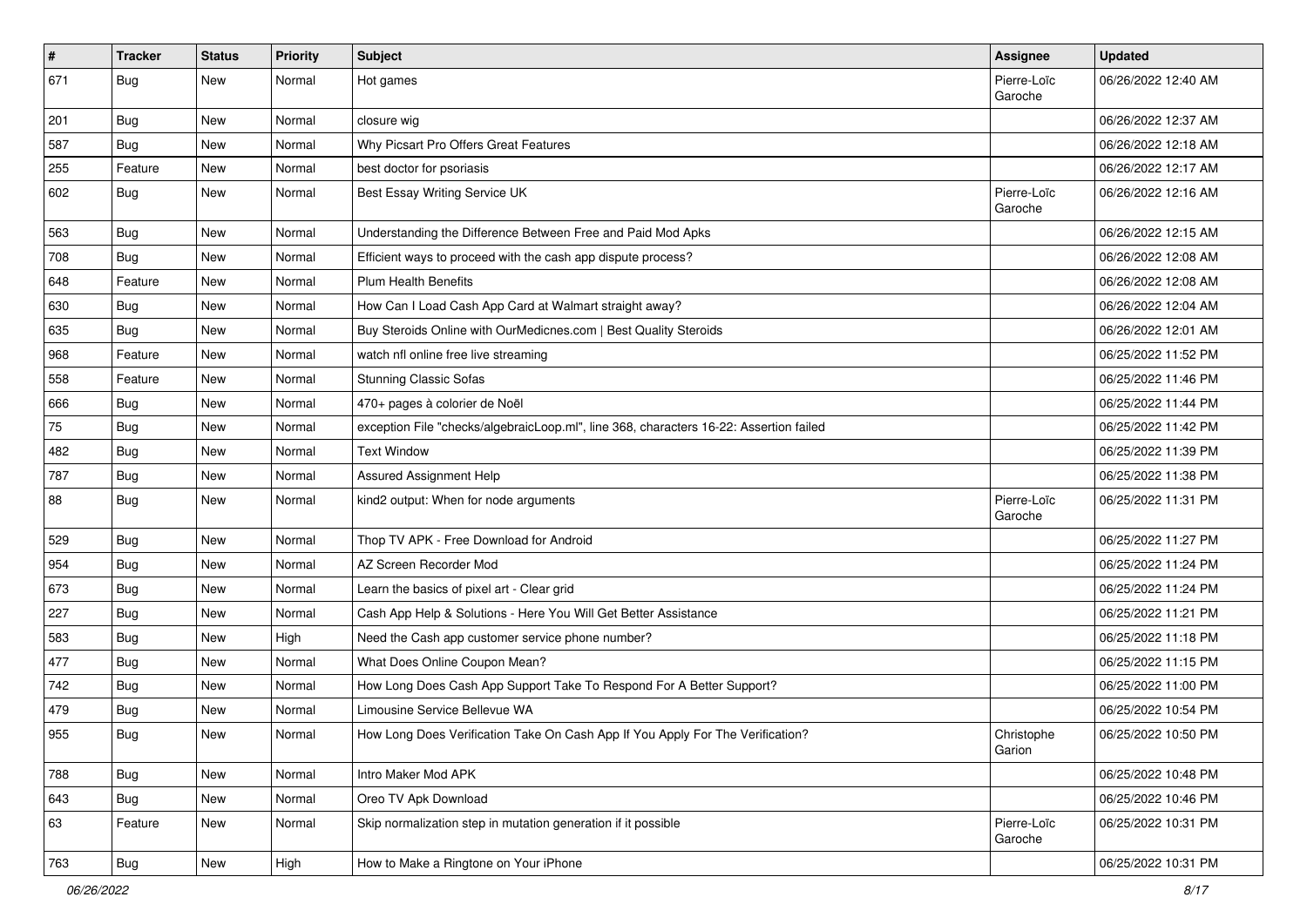| # | Tracker | Status | Priority | Subject | Assignee | Updated |
|---|---|---|---|---|---|---|
| 671 | Bug | New | Normal | Hot games | Pierre-Loïc Garoche | 06/26/2022 12:40 AM |
| 201 | Bug | New | Normal | closure wig | | 06/26/2022 12:37 AM |
| 587 | Bug | New | Normal | Why Picsart Pro Offers Great Features | | 06/26/2022 12:18 AM |
| 255 | Feature | New | Normal | best doctor for psoriasis | | 06/26/2022 12:17 AM |
| 602 | Bug | New | Normal | Best Essay Writing Service UK | Pierre-Loïc Garoche | 06/26/2022 12:16 AM |
| 563 | Bug | New | Normal | Understanding the Difference Between Free and Paid Mod Apks | | 06/26/2022 12:15 AM |
| 708 | Bug | New | Normal | Efficient ways to proceed with the cash app dispute process? | | 06/26/2022 12:08 AM |
| 648 | Feature | New | Normal | Plum Health Benefits | | 06/26/2022 12:08 AM |
| 630 | Bug | New | Normal | How Can I Load Cash App Card at Walmart straight away? | | 06/26/2022 12:04 AM |
| 635 | Bug | New | Normal | Buy Steroids Online with OurMedicnes.com \| Best Quality Steroids | | 06/26/2022 12:01 AM |
| 968 | Feature | New | Normal | watch nfl online free live streaming | | 06/25/2022 11:52 PM |
| 558 | Feature | New | Normal | Stunning Classic Sofas | | 06/25/2022 11:46 PM |
| 666 | Bug | New | Normal | 470+ pages à colorier de Noël | | 06/25/2022 11:44 PM |
| 75 | Bug | New | Normal | exception File "checks/algebraicLoop.ml", line 368, characters 16-22: Assertion failed | | 06/25/2022 11:42 PM |
| 482 | Bug | New | Normal | Text Window | | 06/25/2022 11:39 PM |
| 787 | Bug | New | Normal | Assured Assignment Help | | 06/25/2022 11:38 PM |
| 88 | Bug | New | Normal | kind2 output: When for node arguments | Pierre-Loïc Garoche | 06/25/2022 11:31 PM |
| 529 | Bug | New | Normal | Thop TV APK - Free Download for Android | | 06/25/2022 11:27 PM |
| 954 | Bug | New | Normal | AZ Screen Recorder Mod | | 06/25/2022 11:24 PM |
| 673 | Bug | New | Normal | Learn the basics of pixel art - Clear grid | | 06/25/2022 11:24 PM |
| 227 | Bug | New | Normal | Cash App Help & Solutions - Here You Will Get Better Assistance | | 06/25/2022 11:21 PM |
| 583 | Bug | New | High | Need the Cash app customer service phone number? | | 06/25/2022 11:18 PM |
| 477 | Bug | New | Normal | What Does Online Coupon Mean? | | 06/25/2022 11:15 PM |
| 742 | Bug | New | Normal | How Long Does Cash App Support Take To Respond For A Better Support? | | 06/25/2022 11:00 PM |
| 479 | Bug | New | Normal | Limousine Service Bellevue WA | | 06/25/2022 10:54 PM |
| 955 | Bug | New | Normal | How Long Does Verification Take On Cash App If You Apply For The Verification? | Christophe Garion | 06/25/2022 10:50 PM |
| 788 | Bug | New | Normal | Intro Maker Mod APK | | 06/25/2022 10:48 PM |
| 643 | Bug | New | Normal | Oreo TV Apk Download | | 06/25/2022 10:46 PM |
| 63 | Feature | New | Normal | Skip normalization step in mutation generation if it possible | Pierre-Loïc Garoche | 06/25/2022 10:31 PM |
| 763 | Bug | New | High | How to Make a Ringtone on Your iPhone | | 06/25/2022 10:31 PM |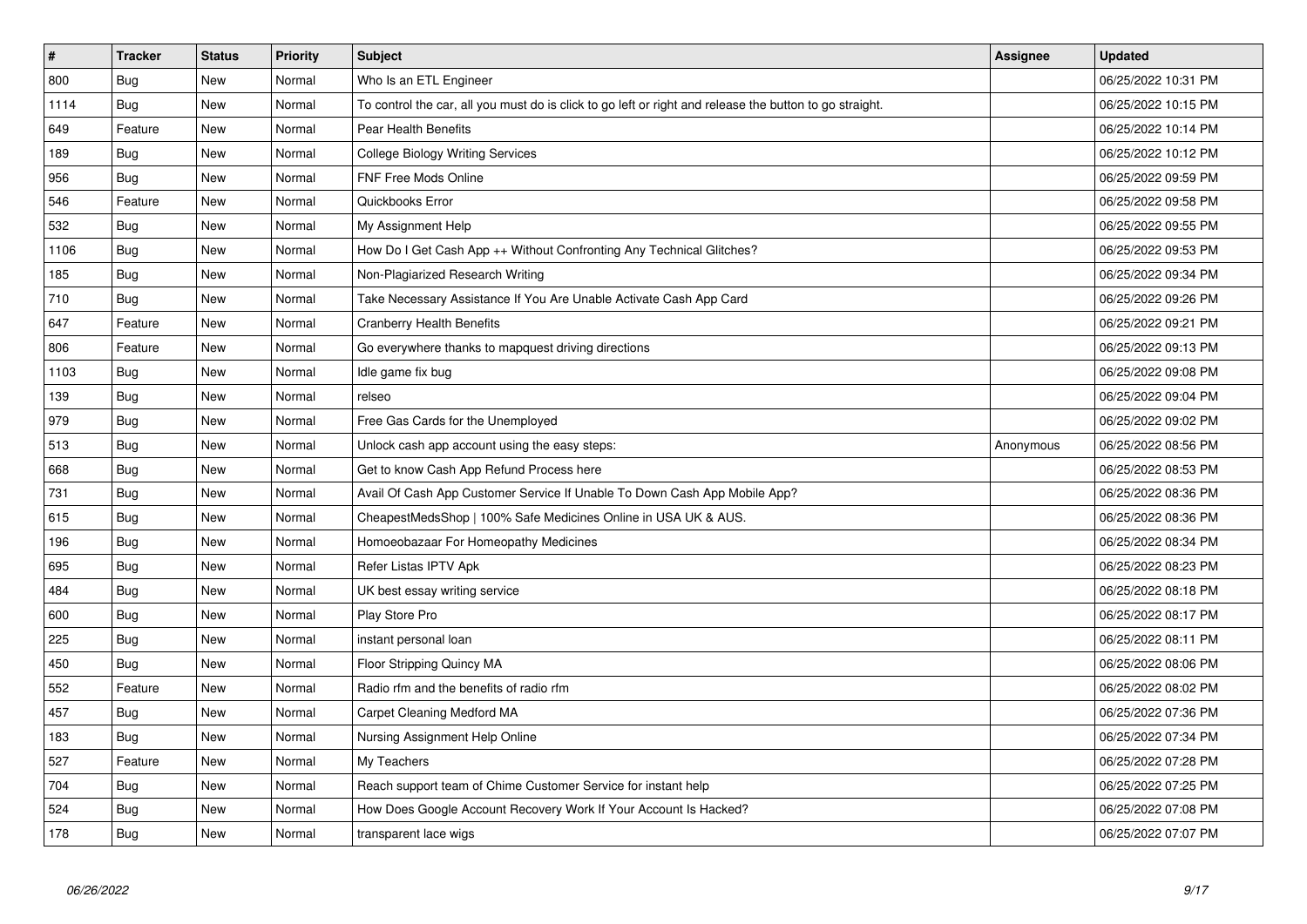| # | Tracker | Status | Priority | Subject | Assignee | Updated |
| --- | --- | --- | --- | --- | --- | --- |
| 800 | Bug | New | Normal | Who Is an ETL Engineer | | 06/25/2022 10:31 PM |
| 1114 | Bug | New | Normal | To control the car, all you must do is click to go left or right and release the button to go straight. | | 06/25/2022 10:15 PM |
| 649 | Feature | New | Normal | Pear Health Benefits | | 06/25/2022 10:14 PM |
| 189 | Bug | New | Normal | College Biology Writing Services | | 06/25/2022 10:12 PM |
| 956 | Bug | New | Normal | FNF Free Mods Online | | 06/25/2022 09:59 PM |
| 546 | Feature | New | Normal | Quickbooks Error | | 06/25/2022 09:58 PM |
| 532 | Bug | New | Normal | My Assignment Help | | 06/25/2022 09:55 PM |
| 1106 | Bug | New | Normal | How Do I Get Cash App ++ Without Confronting Any Technical Glitches? | | 06/25/2022 09:53 PM |
| 185 | Bug | New | Normal | Non-Plagiarized Research Writing | | 06/25/2022 09:34 PM |
| 710 | Bug | New | Normal | Take Necessary Assistance If You Are Unable Activate Cash App Card | | 06/25/2022 09:26 PM |
| 647 | Feature | New | Normal | Cranberry Health Benefits | | 06/25/2022 09:21 PM |
| 806 | Feature | New | Normal | Go everywhere thanks to mapquest driving directions | | 06/25/2022 09:13 PM |
| 1103 | Bug | New | Normal | Idle game fix bug | | 06/25/2022 09:08 PM |
| 139 | Bug | New | Normal | relseo | | 06/25/2022 09:04 PM |
| 979 | Bug | New | Normal | Free Gas Cards for the Unemployed | | 06/25/2022 09:02 PM |
| 513 | Bug | New | Normal | Unlock cash app account using the easy steps: | Anonymous | 06/25/2022 08:56 PM |
| 668 | Bug | New | Normal | Get to know Cash App Refund Process here | | 06/25/2022 08:53 PM |
| 731 | Bug | New | Normal | Avail Of Cash App Customer Service If Unable To Down Cash App Mobile App? | | 06/25/2022 08:36 PM |
| 615 | Bug | New | Normal | CheapestMedsShop | 100% Safe Medicines Online in USA UK & AUS. | | 06/25/2022 08:36 PM |
| 196 | Bug | New | Normal | Homoeobazaar For Homeopathy Medicines | | 06/25/2022 08:34 PM |
| 695 | Bug | New | Normal | Refer Listas IPTV Apk | | 06/25/2022 08:23 PM |
| 484 | Bug | New | Normal | UK best essay writing service | | 06/25/2022 08:18 PM |
| 600 | Bug | New | Normal | Play Store Pro | | 06/25/2022 08:17 PM |
| 225 | Bug | New | Normal | instant personal loan | | 06/25/2022 08:11 PM |
| 450 | Bug | New | Normal | Floor Stripping Quincy MA | | 06/25/2022 08:06 PM |
| 552 | Feature | New | Normal | Radio rfm and the benefits of radio rfm | | 06/25/2022 08:02 PM |
| 457 | Bug | New | Normal | Carpet Cleaning Medford MA | | 06/25/2022 07:36 PM |
| 183 | Bug | New | Normal | Nursing Assignment Help Online | | 06/25/2022 07:34 PM |
| 527 | Feature | New | Normal | My Teachers | | 06/25/2022 07:28 PM |
| 704 | Bug | New | Normal | Reach support team of Chime Customer Service for instant help | | 06/25/2022 07:25 PM |
| 524 | Bug | New | Normal | How Does Google Account Recovery Work If Your Account Is Hacked? | | 06/25/2022 07:08 PM |
| 178 | Bug | New | Normal | transparent lace wigs | | 06/25/2022 07:07 PM |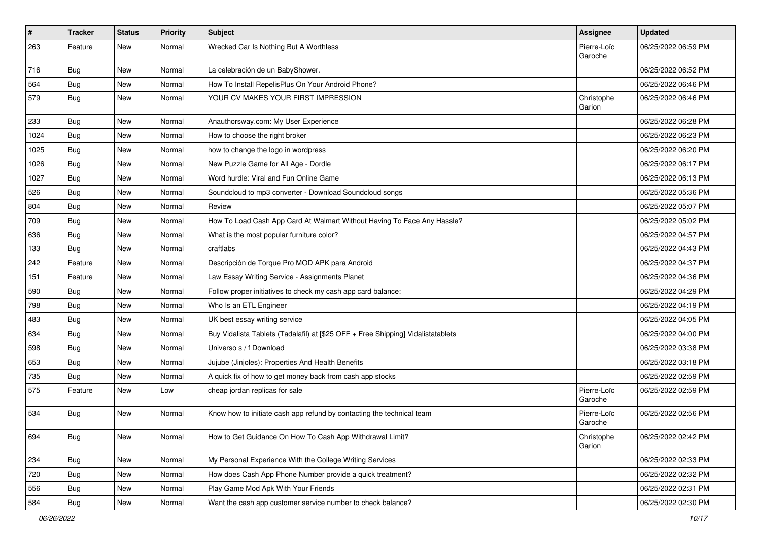| # | Tracker | Status | Priority | Subject | Assignee | Updated |
|---|---|---|---|---|---|---|
| 263 | Feature | New | Normal | Wrecked Car Is Nothing But A Worthless | Pierre-Loïc Garoche | 06/25/2022 06:59 PM |
| 716 | Bug | New | Normal | La celebración de un BabyShower. | | 06/25/2022 06:52 PM |
| 564 | Bug | New | Normal | How To Install RepelisPlus On Your Android Phone? | | 06/25/2022 06:46 PM |
| 579 | Bug | New | Normal | YOUR CV MAKES YOUR FIRST IMPRESSION | Christophe Garion | 06/25/2022 06:46 PM |
| 233 | Bug | New | Normal | Anauthorsway.com: My User Experience | | 06/25/2022 06:28 PM |
| 1024 | Bug | New | Normal | How to choose the right broker | | 06/25/2022 06:23 PM |
| 1025 | Bug | New | Normal | how to change the logo in wordpress | | 06/25/2022 06:20 PM |
| 1026 | Bug | New | Normal | New Puzzle Game for All Age - Dordle | | 06/25/2022 06:17 PM |
| 1027 | Bug | New | Normal | Word hurdle: Viral and Fun Online Game | | 06/25/2022 06:13 PM |
| 526 | Bug | New | Normal | Soundcloud to mp3 converter - Download Soundcloud songs | | 06/25/2022 05:36 PM |
| 804 | Bug | New | Normal | Review | | 06/25/2022 05:07 PM |
| 709 | Bug | New | Normal | How To Load Cash App Card At Walmart Without Having To Face Any Hassle? | | 06/25/2022 05:02 PM |
| 636 | Bug | New | Normal | What is the most popular furniture color? | | 06/25/2022 04:57 PM |
| 133 | Bug | New | Normal | craftlabs | | 06/25/2022 04:43 PM |
| 242 | Feature | New | Normal | Descripción de Torque Pro MOD APK para Android | | 06/25/2022 04:37 PM |
| 151 | Feature | New | Normal | Law Essay Writing Service - Assignments Planet | | 06/25/2022 04:36 PM |
| 590 | Bug | New | Normal | Follow proper initiatives to check my cash app card balance: | | 06/25/2022 04:29 PM |
| 798 | Bug | New | Normal | Who Is an ETL Engineer | | 06/25/2022 04:19 PM |
| 483 | Bug | New | Normal | UK best essay writing service | | 06/25/2022 04:05 PM |
| 634 | Bug | New | Normal | Buy Vidalista Tablets (Tadalafil) at [$25 OFF + Free Shipping] Vidalistatablets | | 06/25/2022 04:00 PM |
| 598 | Bug | New | Normal | Universo s / f Download | | 06/25/2022 03:38 PM |
| 653 | Bug | New | Normal | Jujube (Jinjoles): Properties And Health Benefits | | 06/25/2022 03:18 PM |
| 735 | Bug | New | Normal | A quick fix of how to get money back from cash app stocks | | 06/25/2022 02:59 PM |
| 575 | Feature | New | Low | cheap jordan replicas for sale | Pierre-Loïc Garoche | 06/25/2022 02:59 PM |
| 534 | Bug | New | Normal | Know how to initiate cash app refund by contacting the technical team | Pierre-Loïc Garoche | 06/25/2022 02:56 PM |
| 694 | Bug | New | Normal | How to Get Guidance On How To Cash App Withdrawal Limit? | Christophe Garion | 06/25/2022 02:42 PM |
| 234 | Bug | New | Normal | My Personal Experience With the College Writing Services | | 06/25/2022 02:33 PM |
| 720 | Bug | New | Normal | How does Cash App Phone Number provide a quick treatment? | | 06/25/2022 02:32 PM |
| 556 | Bug | New | Normal | Play Game Mod Apk With Your Friends | | 06/25/2022 02:31 PM |
| 584 | Bug | New | Normal | Want the cash app customer service number to check balance? | | 06/25/2022 02:30 PM |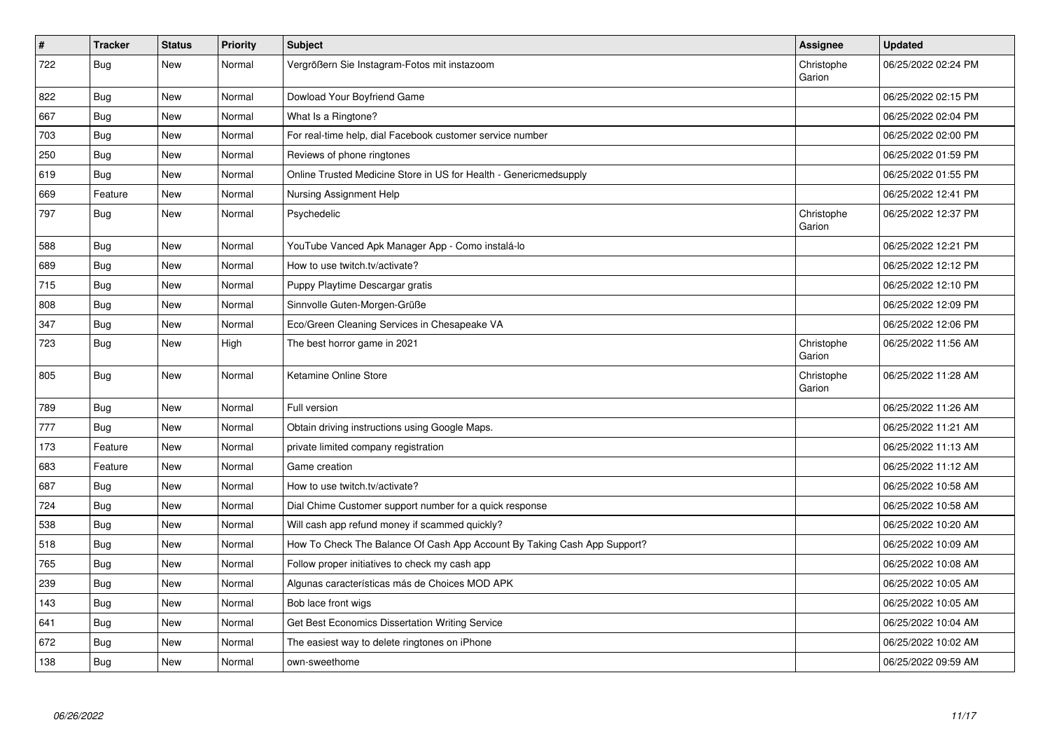| # | Tracker | Status | Priority | Subject | Assignee | Updated |
|---|---|---|---|---|---|---|
| 722 | Bug | New | Normal | Vergrößern Sie Instagram-Fotos mit instazoom | Christophe Garion | 06/25/2022 02:24 PM |
| 822 | Bug | New | Normal | Dowload Your Boyfriend Game | | 06/25/2022 02:15 PM |
| 667 | Bug | New | Normal | What Is a Ringtone? | | 06/25/2022 02:04 PM |
| 703 | Bug | New | Normal | For real-time help, dial Facebook customer service number | | 06/25/2022 02:00 PM |
| 250 | Bug | New | Normal | Reviews of phone ringtones | | 06/25/2022 01:59 PM |
| 619 | Bug | New | Normal | Online Trusted Medicine Store in US for Health - Genericmedsupply | | 06/25/2022 01:55 PM |
| 669 | Feature | New | Normal | Nursing Assignment Help | | 06/25/2022 12:41 PM |
| 797 | Bug | New | Normal | Psychedelic | Christophe Garion | 06/25/2022 12:37 PM |
| 588 | Bug | New | Normal | YouTube Vanced Apk Manager App - Como instalá-lo | | 06/25/2022 12:21 PM |
| 689 | Bug | New | Normal | How to use twitch.tv/activate? | | 06/25/2022 12:12 PM |
| 715 | Bug | New | Normal | Puppy Playtime Descargar gratis | | 06/25/2022 12:10 PM |
| 808 | Bug | New | Normal | Sinnvolle Guten-Morgen-Grüße | | 06/25/2022 12:09 PM |
| 347 | Bug | New | Normal | Eco/Green Cleaning Services in Chesapeake VA | | 06/25/2022 12:06 PM |
| 723 | Bug | New | High | The best horror game in 2021 | Christophe Garion | 06/25/2022 11:56 AM |
| 805 | Bug | New | Normal | Ketamine Online Store | Christophe Garion | 06/25/2022 11:28 AM |
| 789 | Bug | New | Normal | Full version | | 06/25/2022 11:26 AM |
| 777 | Bug | New | Normal | Obtain driving instructions using Google Maps. | | 06/25/2022 11:21 AM |
| 173 | Feature | New | Normal | private limited company registration | | 06/25/2022 11:13 AM |
| 683 | Feature | New | Normal | Game creation | | 06/25/2022 11:12 AM |
| 687 | Bug | New | Normal | How to use twitch.tv/activate? | | 06/25/2022 10:58 AM |
| 724 | Bug | New | Normal | Dial Chime Customer support number for a quick response | | 06/25/2022 10:58 AM |
| 538 | Bug | New | Normal | Will cash app refund money if scammed quickly? | | 06/25/2022 10:20 AM |
| 518 | Bug | New | Normal | How To Check The Balance Of Cash App Account By Taking Cash App Support? | | 06/25/2022 10:09 AM |
| 765 | Bug | New | Normal | Follow proper initiatives to check my cash app | | 06/25/2022 10:08 AM |
| 239 | Bug | New | Normal | Algunas características más de Choices MOD APK | | 06/25/2022 10:05 AM |
| 143 | Bug | New | Normal | Bob lace front wigs | | 06/25/2022 10:05 AM |
| 641 | Bug | New | Normal | Get Best Economics Dissertation Writing Service | | 06/25/2022 10:04 AM |
| 672 | Bug | New | Normal | The easiest way to delete ringtones on iPhone | | 06/25/2022 10:02 AM |
| 138 | Bug | New | Normal | own-sweethome | | 06/25/2022 09:59 AM |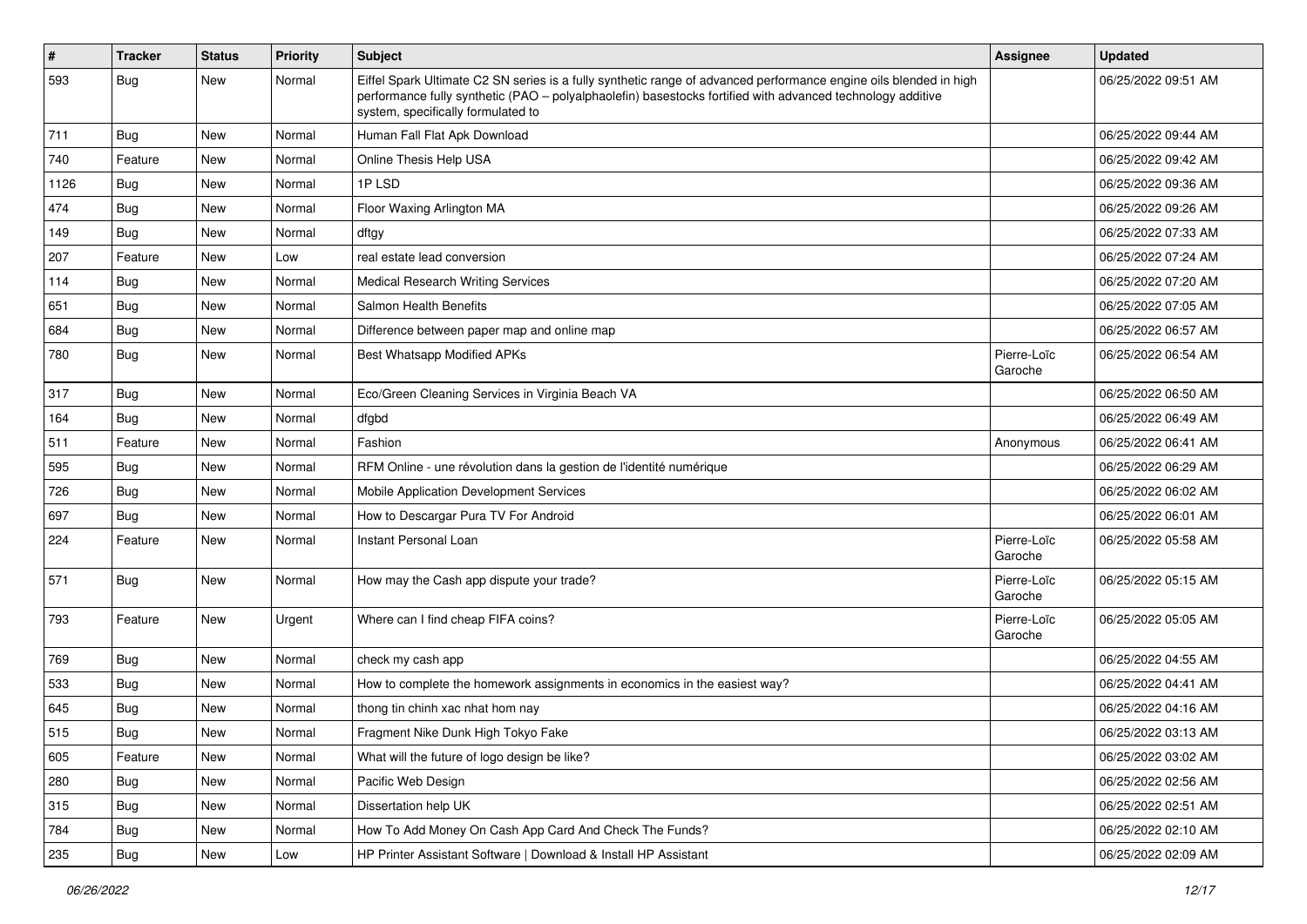| # | Tracker | Status | Priority | Subject | Assignee | Updated |
|---|---|---|---|---|---|---|
| 593 | Bug | New | Normal | Eiffel Spark Ultimate C2 SN series is a fully synthetic range of advanced performance engine oils blended in high performance fully synthetic (PAO – polyalphaolefin) basestocks fortified with advanced technology additive system, specifically formulated to | | 06/25/2022 09:51 AM |
| 711 | Bug | New | Normal | Human Fall Flat Apk Download | | 06/25/2022 09:44 AM |
| 740 | Feature | New | Normal | Online Thesis Help USA | | 06/25/2022 09:42 AM |
| 1126 | Bug | New | Normal | 1P LSD | | 06/25/2022 09:36 AM |
| 474 | Bug | New | Normal | Floor Waxing Arlington MA | | 06/25/2022 09:26 AM |
| 149 | Bug | New | Normal | dftgy | | 06/25/2022 07:33 AM |
| 207 | Feature | New | Low | real estate lead conversion | | 06/25/2022 07:24 AM |
| 114 | Bug | New | Normal | Medical Research Writing Services | | 06/25/2022 07:20 AM |
| 651 | Bug | New | Normal | Salmon Health Benefits | | 06/25/2022 07:05 AM |
| 684 | Bug | New | Normal | Difference between paper map and online map | | 06/25/2022 06:57 AM |
| 780 | Bug | New | Normal | Best Whatsapp Modified APKs | Pierre-Loïc Garoche | 06/25/2022 06:54 AM |
| 317 | Bug | New | Normal | Eco/Green Cleaning Services in Virginia Beach VA | | 06/25/2022 06:50 AM |
| 164 | Bug | New | Normal | dfgbd | | 06/25/2022 06:49 AM |
| 511 | Feature | New | Normal | Fashion | Anonymous | 06/25/2022 06:41 AM |
| 595 | Bug | New | Normal | RFM Online - une révolution dans la gestion de l'identité numérique | | 06/25/2022 06:29 AM |
| 726 | Bug | New | Normal | Mobile Application Development Services | | 06/25/2022 06:02 AM |
| 697 | Bug | New | Normal | How to Descargar Pura TV For Android | | 06/25/2022 06:01 AM |
| 224 | Feature | New | Normal | Instant Personal Loan | Pierre-Loïc Garoche | 06/25/2022 05:58 AM |
| 571 | Bug | New | Normal | How may the Cash app dispute your trade? | Pierre-Loïc Garoche | 06/25/2022 05:15 AM |
| 793 | Feature | New | Urgent | Where can I find cheap FIFA coins? | Pierre-Loïc Garoche | 06/25/2022 05:05 AM |
| 769 | Bug | New | Normal | check my cash app | | 06/25/2022 04:55 AM |
| 533 | Bug | New | Normal | How to complete the homework assignments in economics in the easiest way? | | 06/25/2022 04:41 AM |
| 645 | Bug | New | Normal | thong tin chinh xac nhat hom nay | | 06/25/2022 04:16 AM |
| 515 | Bug | New | Normal | Fragment Nike Dunk High Tokyo Fake | | 06/25/2022 03:13 AM |
| 605 | Feature | New | Normal | What will the future of logo design be like? | | 06/25/2022 03:02 AM |
| 280 | Bug | New | Normal | Pacific Web Design | | 06/25/2022 02:56 AM |
| 315 | Bug | New | Normal | Dissertation help UK | | 06/25/2022 02:51 AM |
| 784 | Bug | New | Normal | How To Add Money On Cash App Card And Check The Funds? | | 06/25/2022 02:10 AM |
| 235 | Bug | New | Low | HP Printer Assistant Software \| Download & Install HP Assistant | | 06/25/2022 02:09 AM |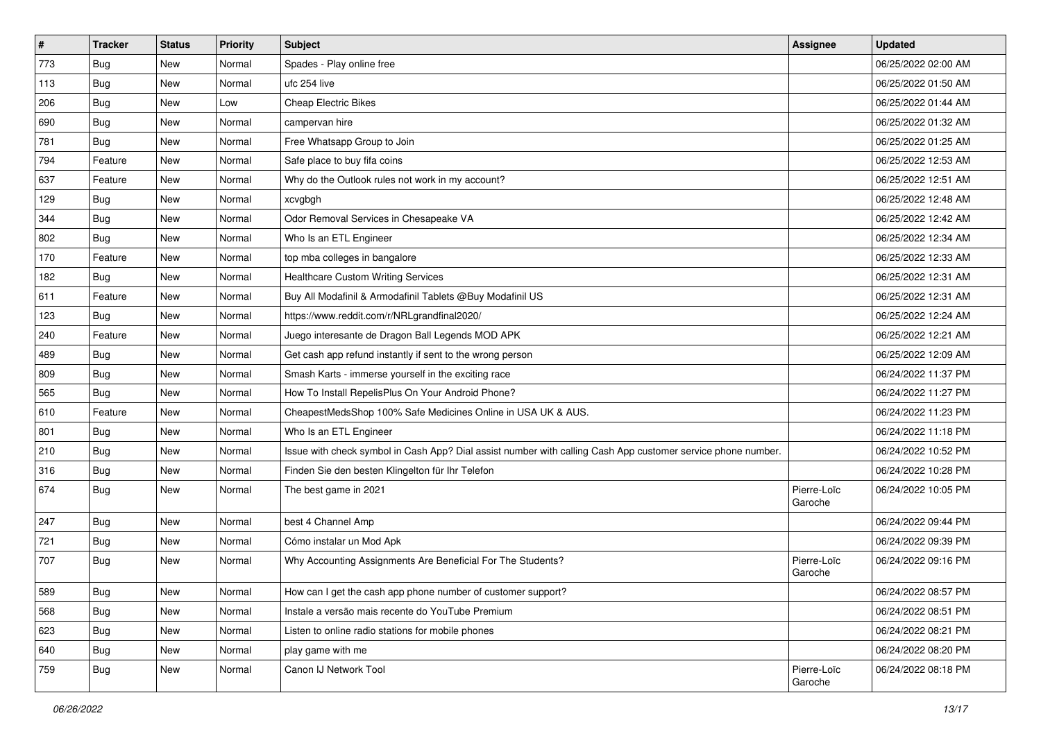| # | Tracker | Status | Priority | Subject | Assignee | Updated |
|---|---|---|---|---|---|---|
| 773 | Bug | New | Normal | Spades - Play online free | | 06/25/2022 02:00 AM |
| 113 | Bug | New | Normal | ufc 254 live | | 06/25/2022 01:50 AM |
| 206 | Bug | New | Low | Cheap Electric Bikes | | 06/25/2022 01:44 AM |
| 690 | Bug | New | Normal | campervan hire | | 06/25/2022 01:32 AM |
| 781 | Bug | New | Normal | Free Whatsapp Group to Join | | 06/25/2022 01:25 AM |
| 794 | Feature | New | Normal | Safe place to buy fifa coins | | 06/25/2022 12:53 AM |
| 637 | Feature | New | Normal | Why do the Outlook rules not work in my account? | | 06/25/2022 12:51 AM |
| 129 | Bug | New | Normal | xcvgbgh | | 06/25/2022 12:48 AM |
| 344 | Bug | New | Normal | Odor Removal Services in Chesapeake VA | | 06/25/2022 12:42 AM |
| 802 | Bug | New | Normal | Who Is an ETL Engineer | | 06/25/2022 12:34 AM |
| 170 | Feature | New | Normal | top mba colleges in bangalore | | 06/25/2022 12:33 AM |
| 182 | Bug | New | Normal | Healthcare Custom Writing Services | | 06/25/2022 12:31 AM |
| 611 | Feature | New | Normal | Buy All Modafinil & Armodafinil Tablets @Buy Modafinil US | | 06/25/2022 12:31 AM |
| 123 | Bug | New | Normal | https://www.reddit.com/r/NRLgrandfinal2020/ | | 06/25/2022 12:24 AM |
| 240 | Feature | New | Normal | Juego interesante de Dragon Ball Legends MOD APK | | 06/25/2022 12:21 AM |
| 489 | Bug | New | Normal | Get cash app refund instantly if sent to the wrong person | | 06/25/2022 12:09 AM |
| 809 | Bug | New | Normal | Smash Karts - immerse yourself in the exciting race | | 06/24/2022 11:37 PM |
| 565 | Bug | New | Normal | How To Install RepelisPlus On Your Android Phone? | | 06/24/2022 11:27 PM |
| 610 | Feature | New | Normal | CheapestMedsShop 100% Safe Medicines Online in USA UK & AUS. | | 06/24/2022 11:23 PM |
| 801 | Bug | New | Normal | Who Is an ETL Engineer | | 06/24/2022 11:18 PM |
| 210 | Bug | New | Normal | Issue with check symbol in Cash App? Dial assist number with calling Cash App customer service phone number. | | 06/24/2022 10:52 PM |
| 316 | Bug | New | Normal | Finden Sie den besten Klingelton für Ihr Telefon | | 06/24/2022 10:28 PM |
| 674 | Bug | New | Normal | The best game in 2021 | Pierre-Loïc Garoche | 06/24/2022 10:05 PM |
| 247 | Bug | New | Normal | best 4 Channel Amp | | 06/24/2022 09:44 PM |
| 721 | Bug | New | Normal | Cómo instalar un Mod Apk | | 06/24/2022 09:39 PM |
| 707 | Bug | New | Normal | Why Accounting Assignments Are Beneficial For The Students? | Pierre-Loïc Garoche | 06/24/2022 09:16 PM |
| 589 | Bug | New | Normal | How can I get the cash app phone number of customer support? | | 06/24/2022 08:57 PM |
| 568 | Bug | New | Normal | Instale a versão mais recente do YouTube Premium | | 06/24/2022 08:51 PM |
| 623 | Bug | New | Normal | Listen to online radio stations for mobile phones | | 06/24/2022 08:21 PM |
| 640 | Bug | New | Normal | play game with me | | 06/24/2022 08:20 PM |
| 759 | Bug | New | Normal | Canon IJ Network Tool | Pierre-Loïc Garoche | 06/24/2022 08:18 PM |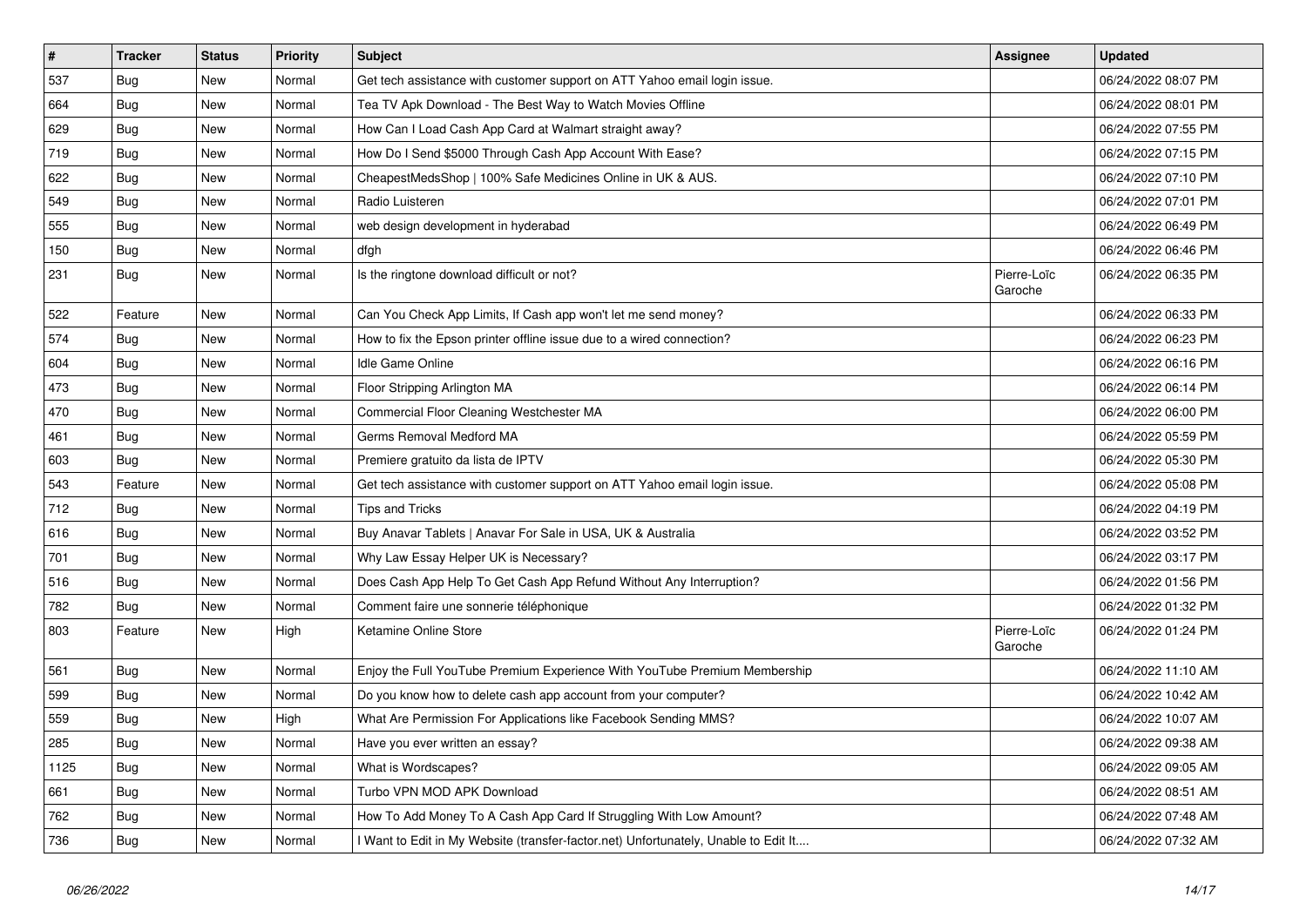| # | Tracker | Status | Priority | Subject | Assignee | Updated |
|---|---|---|---|---|---|---|
| 537 | Bug | New | Normal | Get tech assistance with customer support on ATT Yahoo email login issue. | | 06/24/2022 08:07 PM |
| 664 | Bug | New | Normal | Tea TV Apk Download - The Best Way to Watch Movies Offline | | 06/24/2022 08:01 PM |
| 629 | Bug | New | Normal | How Can I Load Cash App Card at Walmart straight away? | | 06/24/2022 07:55 PM |
| 719 | Bug | New | Normal | How Do I Send $5000 Through Cash App Account With Ease? | | 06/24/2022 07:15 PM |
| 622 | Bug | New | Normal | CheapestMedsShop \| 100% Safe Medicines Online in UK & AUS. | | 06/24/2022 07:10 PM |
| 549 | Bug | New | Normal | Radio Luisteren | | 06/24/2022 07:01 PM |
| 555 | Bug | New | Normal | web design development in hyderabad | | 06/24/2022 06:49 PM |
| 150 | Bug | New | Normal | dfgh | | 06/24/2022 06:46 PM |
| 231 | Bug | New | Normal | Is the ringtone download difficult or not? | Pierre-Loïc Garoche | 06/24/2022 06:35 PM |
| 522 | Feature | New | Normal | Can You Check App Limits, If Cash app won't let me send money? | | 06/24/2022 06:33 PM |
| 574 | Bug | New | Normal | How to fix the Epson printer offline issue due to a wired connection? | | 06/24/2022 06:23 PM |
| 604 | Bug | New | Normal | Idle Game Online | | 06/24/2022 06:16 PM |
| 473 | Bug | New | Normal | Floor Stripping Arlington MA | | 06/24/2022 06:14 PM |
| 470 | Bug | New | Normal | Commercial Floor Cleaning Westchester MA | | 06/24/2022 06:00 PM |
| 461 | Bug | New | Normal | Germs Removal Medford MA | | 06/24/2022 05:59 PM |
| 603 | Bug | New | Normal | Premiere gratuito da lista de IPTV | | 06/24/2022 05:30 PM |
| 543 | Feature | New | Normal | Get tech assistance with customer support on ATT Yahoo email login issue. | | 06/24/2022 05:08 PM |
| 712 | Bug | New | Normal | Tips and Tricks | | 06/24/2022 04:19 PM |
| 616 | Bug | New | Normal | Buy Anavar Tablets \| Anavar For Sale in USA, UK & Australia | | 06/24/2022 03:52 PM |
| 701 | Bug | New | Normal | Why Law Essay Helper UK is Necessary? | | 06/24/2022 03:17 PM |
| 516 | Bug | New | Normal | Does Cash App Help To Get Cash App Refund Without Any Interruption? | | 06/24/2022 01:56 PM |
| 782 | Bug | New | Normal | Comment faire une sonnerie téléphonique | | 06/24/2022 01:32 PM |
| 803 | Feature | New | High | Ketamine Online Store | Pierre-Loïc Garoche | 06/24/2022 01:24 PM |
| 561 | Bug | New | Normal | Enjoy the Full YouTube Premium Experience With YouTube Premium Membership | | 06/24/2022 11:10 AM |
| 599 | Bug | New | Normal | Do you know how to delete cash app account from your computer? | | 06/24/2022 10:42 AM |
| 559 | Bug | New | High | What Are Permission For Applications like Facebook Sending MMS? | | 06/24/2022 10:07 AM |
| 285 | Bug | New | Normal | Have you ever written an essay? | | 06/24/2022 09:38 AM |
| 1125 | Bug | New | Normal | What is Wordscapes? | | 06/24/2022 09:05 AM |
| 661 | Bug | New | Normal | Turbo VPN MOD APK Download | | 06/24/2022 08:51 AM |
| 762 | Bug | New | Normal | How To Add Money To A Cash App Card If Struggling With Low Amount? | | 06/24/2022 07:48 AM |
| 736 | Bug | New | Normal | I Want to Edit in My Website (transfer-factor.net) Unfortunately, Unable to Edit It.... | | 06/24/2022 07:32 AM |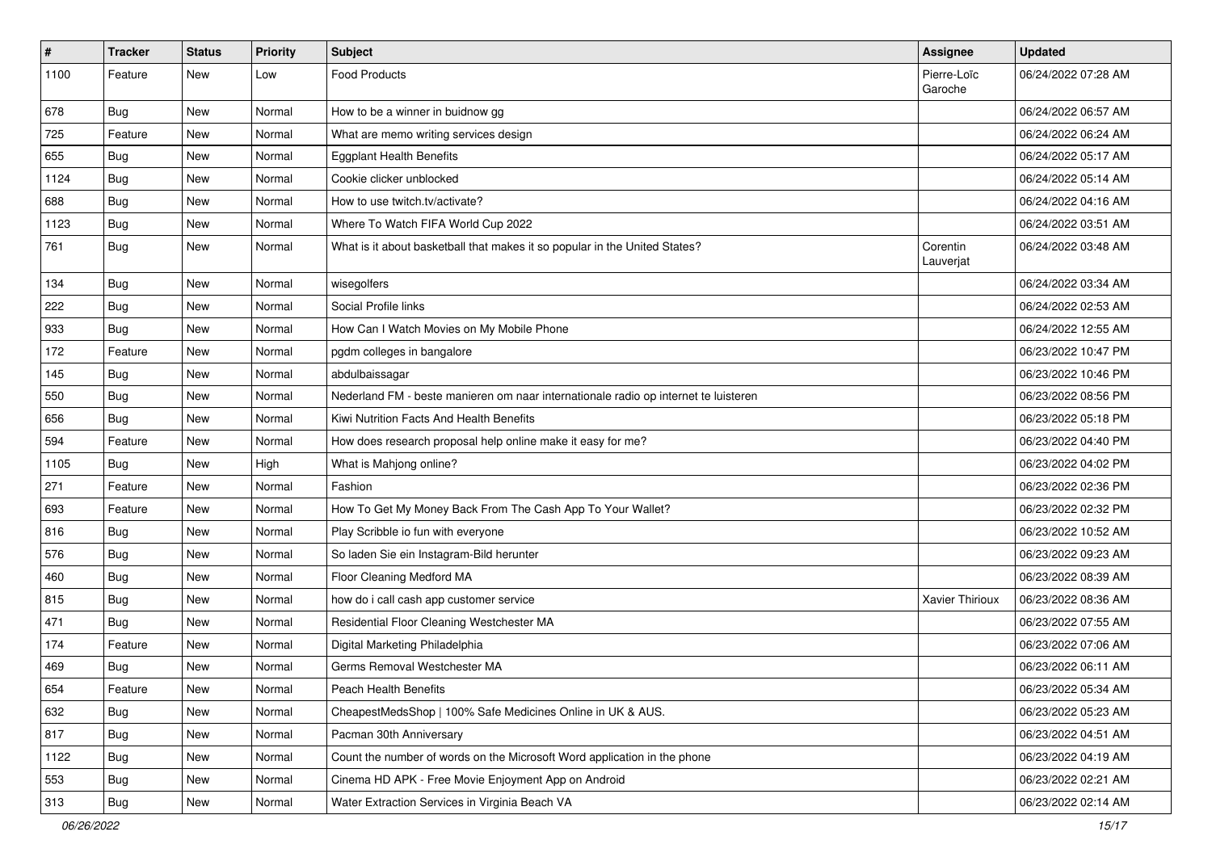| # | Tracker | Status | Priority | Subject | Assignee | Updated |
| --- | --- | --- | --- | --- | --- | --- |
| 1100 | Feature | New | Low | Food Products | Pierre-Loïc Garoche | 06/24/2022 07:28 AM |
| 678 | Bug | New | Normal | How to be a winner in buidnow gg | | 06/24/2022 06:57 AM |
| 725 | Feature | New | Normal | What are memo writing services design | | 06/24/2022 06:24 AM |
| 655 | Bug | New | Normal | Eggplant Health Benefits | | 06/24/2022 05:17 AM |
| 1124 | Bug | New | Normal | Cookie clicker unblocked | | 06/24/2022 05:14 AM |
| 688 | Bug | New | Normal | How to use twitch.tv/activate? | | 06/24/2022 04:16 AM |
| 1123 | Bug | New | Normal | Where To Watch FIFA World Cup 2022 | | 06/24/2022 03:51 AM |
| 761 | Bug | New | Normal | What is it about basketball that makes it so popular in the United States? | Corentin Lauverjat | 06/24/2022 03:48 AM |
| 134 | Bug | New | Normal | wisegolfers | | 06/24/2022 03:34 AM |
| 222 | Bug | New | Normal | Social Profile links | | 06/24/2022 02:53 AM |
| 933 | Bug | New | Normal | How Can I Watch Movies on My Mobile Phone | | 06/24/2022 12:55 AM |
| 172 | Feature | New | Normal | pgdm colleges in bangalore | | 06/23/2022 10:47 PM |
| 145 | Bug | New | Normal | abdulbaissagar | | 06/23/2022 10:46 PM |
| 550 | Bug | New | Normal | Nederland FM - beste manieren om naar internationale radio op internet te luisteren | | 06/23/2022 08:56 PM |
| 656 | Bug | New | Normal | Kiwi Nutrition Facts And Health Benefits | | 06/23/2022 05:18 PM |
| 594 | Feature | New | Normal | How does research proposal help online make it easy for me? | | 06/23/2022 04:40 PM |
| 1105 | Bug | New | High | What is Mahjong online? | | 06/23/2022 04:02 PM |
| 271 | Feature | New | Normal | Fashion | | 06/23/2022 02:36 PM |
| 693 | Feature | New | Normal | How To Get My Money Back From The Cash App To Your Wallet? | | 06/23/2022 02:32 PM |
| 816 | Bug | New | Normal | Play Scribble io fun with everyone | | 06/23/2022 10:52 AM |
| 576 | Bug | New | Normal | So laden Sie ein Instagram-Bild herunter | | 06/23/2022 09:23 AM |
| 460 | Bug | New | Normal | Floor Cleaning Medford MA | | 06/23/2022 08:39 AM |
| 815 | Bug | New | Normal | how do i call cash app customer service | Xavier Thirioux | 06/23/2022 08:36 AM |
| 471 | Bug | New | Normal | Residential Floor Cleaning Westchester MA | | 06/23/2022 07:55 AM |
| 174 | Feature | New | Normal | Digital Marketing Philadelphia | | 06/23/2022 07:06 AM |
| 469 | Bug | New | Normal | Germs Removal Westchester MA | | 06/23/2022 06:11 AM |
| 654 | Feature | New | Normal | Peach Health Benefits | | 06/23/2022 05:34 AM |
| 632 | Bug | New | Normal | CheapestMedsShop \| 100% Safe Medicines Online in UK & AUS. | | 06/23/2022 05:23 AM |
| 817 | Bug | New | Normal | Pacman 30th Anniversary | | 06/23/2022 04:51 AM |
| 1122 | Bug | New | Normal | Count the number of words on the Microsoft Word application in the phone | | 06/23/2022 04:19 AM |
| 553 | Bug | New | Normal | Cinema HD APK - Free Movie Enjoyment App on Android | | 06/23/2022 02:21 AM |
| 313 | Bug | New | Normal | Water Extraction Services in Virginia Beach VA | | 06/23/2022 02:14 AM |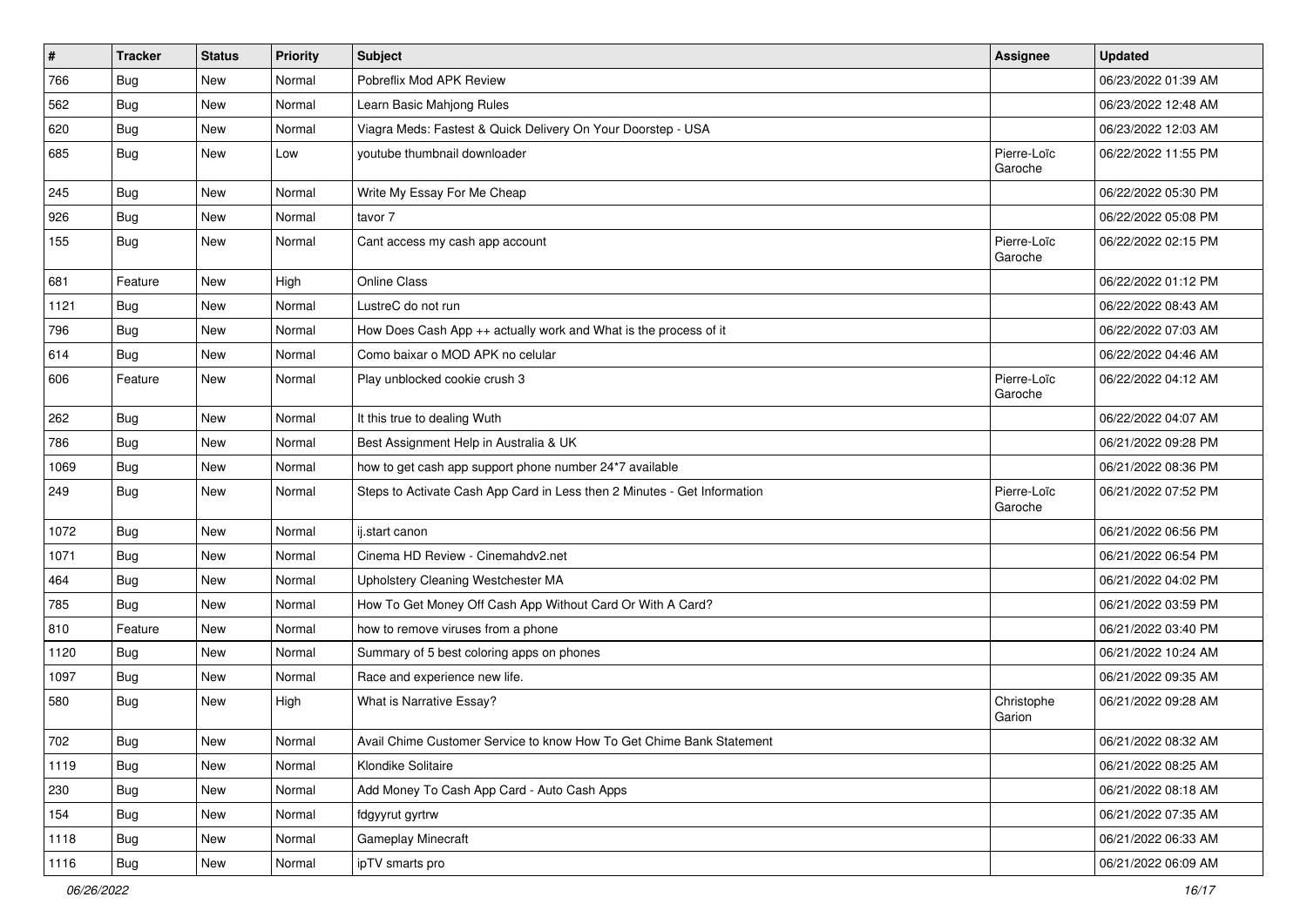| # | Tracker | Status | Priority | Subject | Assignee | Updated |
|---|---|---|---|---|---|---|
| 766 | Bug | New | Normal | Pobreflix Mod APK Review | | 06/23/2022 01:39 AM |
| 562 | Bug | New | Normal | Learn Basic Mahjong Rules | | 06/23/2022 12:48 AM |
| 620 | Bug | New | Normal | Viagra Meds: Fastest & Quick Delivery On Your Doorstep - USA | | 06/23/2022 12:03 AM |
| 685 | Bug | New | Low | youtube thumbnail downloader | Pierre-Loïc Garoche | 06/22/2022 11:55 PM |
| 245 | Bug | New | Normal | Write My Essay For Me Cheap | | 06/22/2022 05:30 PM |
| 926 | Bug | New | Normal | tavor 7 | | 06/22/2022 05:08 PM |
| 155 | Bug | New | Normal | Cant access my cash app account | Pierre-Loïc Garoche | 06/22/2022 02:15 PM |
| 681 | Feature | New | High | Online Class | | 06/22/2022 01:12 PM |
| 1121 | Bug | New | Normal | LustreC do not run | | 06/22/2022 08:43 AM |
| 796 | Bug | New | Normal | How Does Cash App ++ actually work and What is the process of it | | 06/22/2022 07:03 AM |
| 614 | Bug | New | Normal | Como baixar o MOD APK no celular | | 06/22/2022 04:46 AM |
| 606 | Feature | New | Normal | Play unblocked cookie crush 3 | Pierre-Loïc Garoche | 06/22/2022 04:12 AM |
| 262 | Bug | New | Normal | It this true to dealing Wuth | | 06/22/2022 04:07 AM |
| 786 | Bug | New | Normal | Best Assignment Help in Australia & UK | | 06/21/2022 09:28 PM |
| 1069 | Bug | New | Normal | how to get cash app support phone number 24*7 available | | 06/21/2022 08:36 PM |
| 249 | Bug | New | Normal | Steps to Activate Cash App Card in Less then 2 Minutes - Get Information | Pierre-Loïc Garoche | 06/21/2022 07:52 PM |
| 1072 | Bug | New | Normal | ij.start canon | | 06/21/2022 06:56 PM |
| 1071 | Bug | New | Normal | Cinema HD Review - Cinemahdv2.net | | 06/21/2022 06:54 PM |
| 464 | Bug | New | Normal | Upholstery Cleaning Westchester MA | | 06/21/2022 04:02 PM |
| 785 | Bug | New | Normal | How To Get Money Off Cash App Without Card Or With A Card? | | 06/21/2022 03:59 PM |
| 810 | Feature | New | Normal | how to remove viruses from a phone | | 06/21/2022 03:40 PM |
| 1120 | Bug | New | Normal | Summary of 5 best coloring apps on phones | | 06/21/2022 10:24 AM |
| 1097 | Bug | New | Normal | Race and experience new life. | | 06/21/2022 09:35 AM |
| 580 | Bug | New | High | What is Narrative Essay? | Christophe Garion | 06/21/2022 09:28 AM |
| 702 | Bug | New | Normal | Avail Chime Customer Service to know How To Get Chime Bank Statement | | 06/21/2022 08:32 AM |
| 1119 | Bug | New | Normal | Klondike Solitaire | | 06/21/2022 08:25 AM |
| 230 | Bug | New | Normal | Add Money To Cash App Card - Auto Cash Apps | | 06/21/2022 08:18 AM |
| 154 | Bug | New | Normal | fdgyyrut gyrtrw | | 06/21/2022 07:35 AM |
| 1118 | Bug | New | Normal | Gameplay Minecraft | | 06/21/2022 06:33 AM |
| 1116 | Bug | New | Normal | ipTV smarts pro | | 06/21/2022 06:09 AM |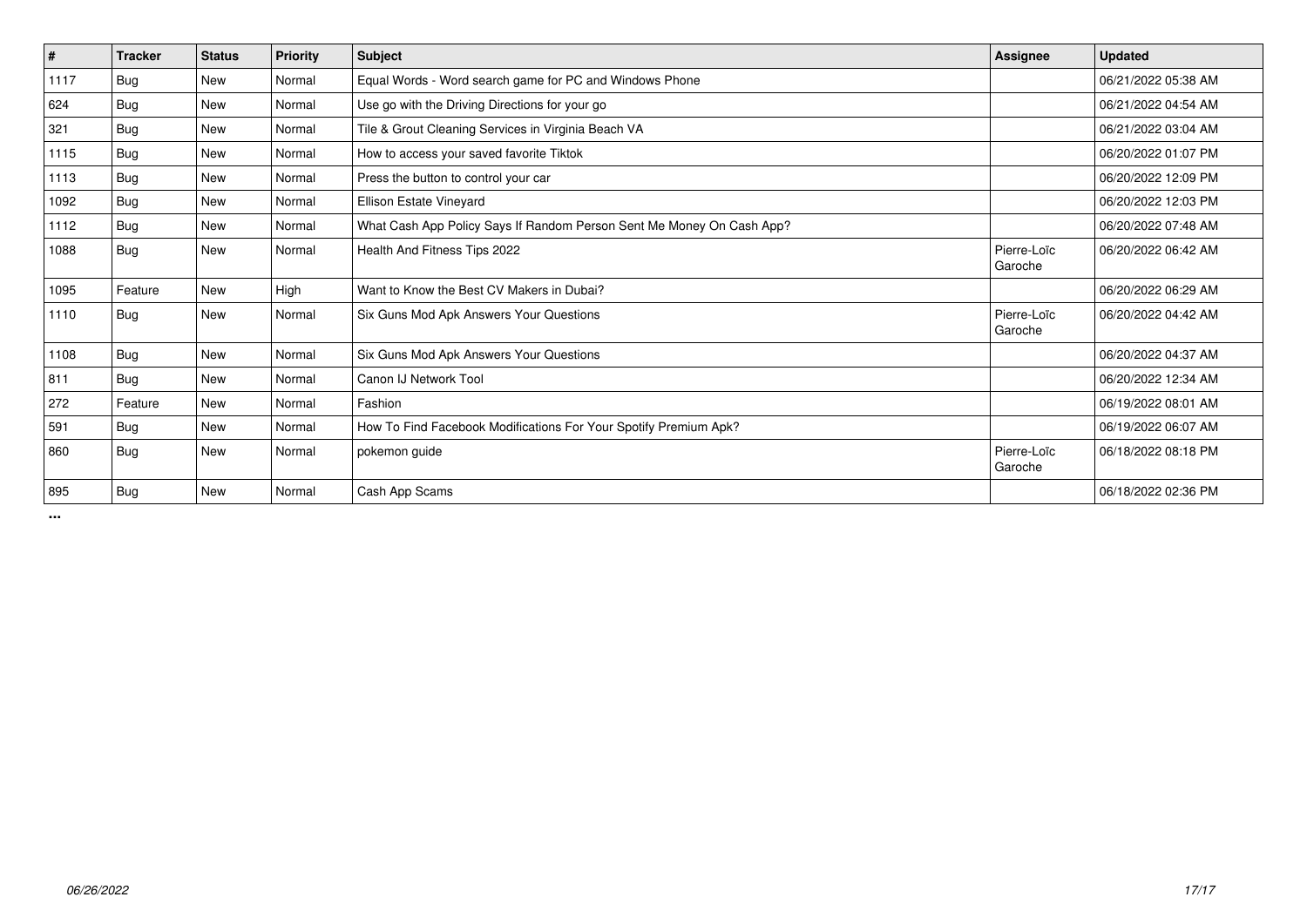| # | Tracker | Status | Priority | Subject | Assignee | Updated |
|---|---|---|---|---|---|---|
| 1117 | Bug | New | Normal | Equal Words - Word search game for PC and Windows Phone | | 06/21/2022 05:38 AM |
| 624 | Bug | New | Normal | Use go with the Driving Directions for your go | | 06/21/2022 04:54 AM |
| 321 | Bug | New | Normal | Tile & Grout Cleaning Services in Virginia Beach VA | | 06/21/2022 03:04 AM |
| 1115 | Bug | New | Normal | How to access your saved favorite Tiktok | | 06/20/2022 01:07 PM |
| 1113 | Bug | New | Normal | Press the button to control your car | | 06/20/2022 12:09 PM |
| 1092 | Bug | New | Normal | Ellison Estate Vineyard | | 06/20/2022 12:03 PM |
| 1112 | Bug | New | Normal | What Cash App Policy Says If Random Person Sent Me Money On Cash App? | | 06/20/2022 07:48 AM |
| 1088 | Bug | New | Normal | Health And Fitness Tips 2022 | Pierre-Loïc Garoche | 06/20/2022 06:42 AM |
| 1095 | Feature | New | High | Want to Know the Best CV Makers in Dubai? | | 06/20/2022 06:29 AM |
| 1110 | Bug | New | Normal | Six Guns Mod Apk Answers Your Questions | Pierre-Loïc Garoche | 06/20/2022 04:42 AM |
| 1108 | Bug | New | Normal | Six Guns Mod Apk Answers Your Questions | | 06/20/2022 04:37 AM |
| 811 | Bug | New | Normal | Canon IJ Network Tool | | 06/20/2022 12:34 AM |
| 272 | Feature | New | Normal | Fashion | | 06/19/2022 08:01 AM |
| 591 | Bug | New | Normal | How To Find Facebook Modifications For Your Spotify Premium Apk? | | 06/19/2022 06:07 AM |
| 860 | Bug | New | Normal | pokemon guide | Pierre-Loïc Garoche | 06/18/2022 08:18 PM |
| 895 | Bug | New | Normal | Cash App Scams | | 06/18/2022 02:36 PM |

...